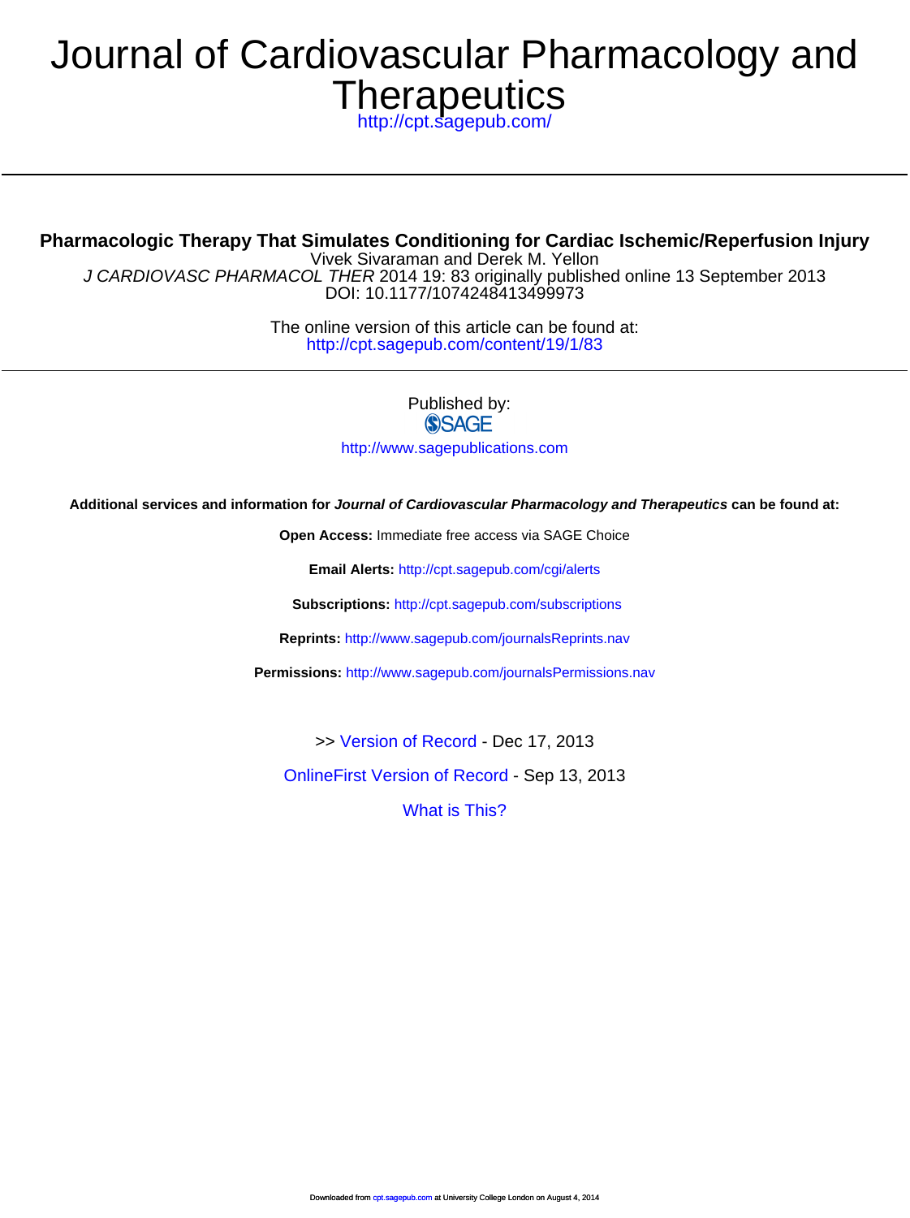# Journal of Cardiovascular Pharmacology and Therapeutics

http://cpt.sagepub.com/

---

## Pharmacologic Therapy That Simulates Conditioning for Cardiac Ischemic/Reperfusion Injury

Vivek Sivaraman and Derek M. Yellon

*J CARDIOVASC PHARMACOL THER* 2014 19: 83 originally published online 13 September 2013

DOI: 10.1177/1074248413499973

The online version of this article can be found at:

http://cpt.sagepub.com/content/19/1/83

---

Published by:

SAGE

http://www.sagepublications.com

**Additional services and information for *Journal of Cardiovascular Pharmacology and Therapeutics* can be found at:**

**Open Access:** Immediate free access via SAGE Choice

**Email Alerts:** http://cpt.sagepub.com/cgi/alerts

**Subscriptions:** http://cpt.sagepub.com/subscriptions

**Reprints:** http://www.sagepub.com/journalsReprints.nav

**Permissions:** http://www.sagepub.com/journalsPermissions.nav

>> Version of Record - Dec 17, 2013

OnlineFirst Version of Record - Sep 13, 2013

What is This?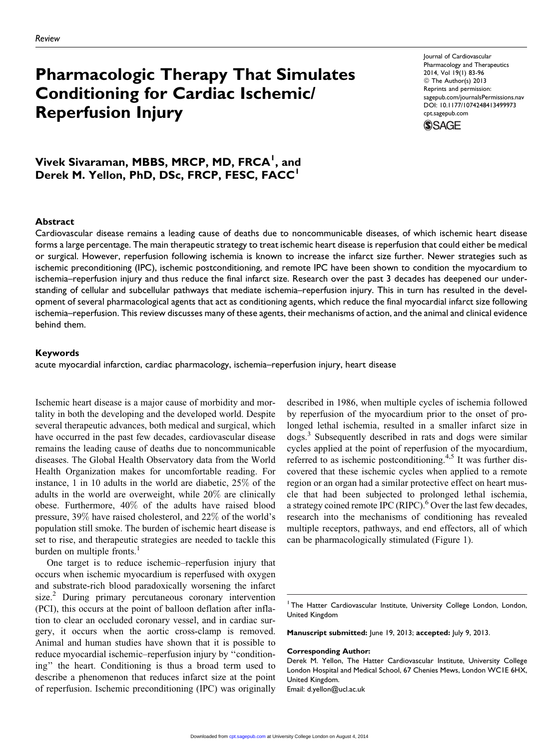Review

# Pharmacologic Therapy That Simulates Conditioning for Cardiac Ischemic/Reperfusion Injury

Journal of Cardiovascular Pharmacology and Therapeutics
2014, Vol 19(1) 83-96
© The Author(s) 2013
Reprints and permission:
sagepub.com/journalsPermissions.nav
DOI: 10.1177/1074248413499973
cpt.sagepub.com

**Vivek Sivaraman, MBBS, MRCP, MD, FRCA[1], and Derek M. Yellon, PhD, DSc, FRCP, FESC, FACC[1]**

## Abstract

Cardiovascular disease remains a leading cause of deaths due to noncommunicable diseases, of which ischemic heart disease forms a large percentage. The main therapeutic strategy to treat ischemic heart disease is reperfusion that could either be medical or surgical. However, reperfusion following ischemia is known to increase the infarct size further. Newer strategies such as ischemic preconditioning (IPC), ischemic postconditioning, and remote IPC have been shown to condition the myocardium to ischemia–reperfusion injury and thus reduce the final infarct size. Research over the past 3 decades has deepened our understanding of cellular and subcellular pathways that mediate ischemia–reperfusion injury. This in turn has resulted in the development of several pharmacological agents that act as conditioning agents, which reduce the final myocardial infarct size following ischemia–reperfusion. This review discusses many of these agents, their mechanisms of action, and the animal and clinical evidence behind them.

## Keywords

acute myocardial infarction, cardiac pharmacology, ischemia–reperfusion injury, heart disease

Ischemic heart disease is a major cause of morbidity and mortality in both the developing and the developed world. Despite several therapeutic advances, both medical and surgical, which have occurred in the past few decades, cardiovascular disease remains the leading cause of deaths due to noncommunicable diseases. The Global Health Observatory data from the World Health Organization makes for uncomfortable reading. For instance, 1 in 10 adults in the world are diabetic, 25% of the adults in the world are overweight, while 20% are clinically obese. Furthermore, 40% of the adults have raised blood pressure, 39% have raised cholesterol, and 22% of the world's population still smoke. The burden of ischemic heart disease is set to rise, and therapeutic strategies are needed to tackle this burden on multiple fronts.[1]

One target is to reduce ischemic–reperfusion injury that occurs when ischemic myocardium is reperfused with oxygen and substrate-rich blood paradoxically worsening the infarct size.[2] During primary percutaneous coronary intervention (PCI), this occurs at the point of balloon deflation after inflation to clear an occluded coronary vessel, and in cardiac surgery, it occurs when the aortic cross-clamp is removed. Animal and human studies have shown that it is possible to reduce myocardial ischemic–reperfusion injury by "conditioning" the heart. Conditioning is thus a broad term used to describe a phenomenon that reduces infarct size at the point of reperfusion. Ischemic preconditioning (IPC) was originally described in 1986, when multiple cycles of ischemia followed by reperfusion of the myocardium prior to the onset of prolonged lethal ischemia, resulted in a smaller infarct size in dogs.[3] Subsequently described in rats and dogs were similar cycles applied at the point of reperfusion of the myocardium, referred to as ischemic postconditioning.[4,5] It was further discovered that these ischemic cycles when applied to a remote region or an organ had a similar protective effect on heart muscle that had been subjected to prolonged lethal ischemia, a strategy coined remote IPC (RIPC).[6] Over the last few decades, research into the mechanisms of conditioning has revealed multiple receptors, pathways, and end effectors, all of which can be pharmacologically stimulated (Figure 1).

[1] The Hatter Cardiovascular Institute, University College London, London, United Kingdom

**Manuscript submitted:** June 19, 2013; **accepted:** July 9, 2013.

**Corresponding Author:**
Derek M. Yellon, The Hatter Cardiovascular Institute, University College London Hospital and Medical School, 67 Chenies Mews, London WC1E 6HX, United Kingdom.
Email: d.yellon@ucl.ac.uk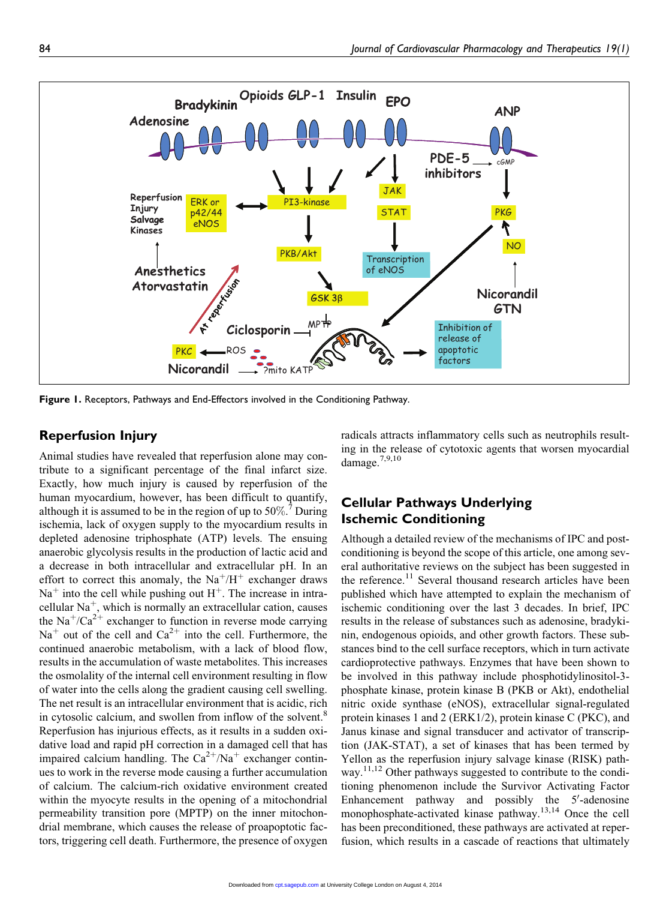Figure 1. Receptors, Pathways and End-Effectors involved in the Conditioning Pathway.

## Reperfusion Injury

Animal studies have revealed that reperfusion alone may contribute to a significant percentage of the final infarct size. Exactly, how much injury is caused by reperfusion of the human myocardium, however, has been difficult to quantify, although it is assumed to be in the region of up to 50%.[7] During ischemia, lack of oxygen supply to the myocardium results in depleted adenosine triphosphate (ATP) levels. The ensuing anaerobic glycolysis results in the production of lactic acid and a decrease in both intracellular and extracellular pH. In an effort to correct this anomaly, the $Na^{+}/H^{+}$ exchanger draws $Na^{+}$ into the cell while pushing out $H^{+}$. The increase in intracellular $Na^{+}$, which is normally an extracellular cation, causes the $Na^{+}/Ca^{2+}$ exchanger to function in reverse mode carrying $Na^{+}$ out of the cell and $Ca^{2+}$ into the cell. Furthermore, the continued anaerobic metabolism, with a lack of blood flow, results in the accumulation of waste metabolites. This increases the osmolality of the internal cell environment resulting in flow of water into the cells along the gradient causing cell swelling. The net result is an intracellular environment that is acidic, rich in cytosolic calcium, and swollen from inflow of the solvent.[8] Reperfusion has injurious effects, as it results in a sudden oxidative load and rapid pH correction in a damaged cell that has impaired calcium handling. The $Ca^{2+}/Na^{+}$ exchanger continues to work in the reverse mode causing a further accumulation of calcium. The calcium-rich oxidative environment created within the myocyte results in the opening of a mitochondrial permeability transition pore (MPTP) on the inner mitochondrial membrane, which causes the release of proapoptotic factors, triggering cell death. Furthermore, the presence of oxygen radicals attracts inflammatory cells such as neutrophils resulting in the release of cytotoxic agents that worsen myocardial damage.[7,9,10]

## Cellular Pathways Underlying Ischemic Conditioning

Although a detailed review of the mechanisms of IPC and postconditioning is beyond the scope of this article, one among several authoritative reviews on the subject has been suggested in the reference.[11] Several thousand research articles have been published which have attempted to explain the mechanism of ischemic conditioning over the last 3 decades. In brief, IPC results in the release of substances such as adenosine, bradykinin, endogenous opioids, and other growth factors. These substances bind to the cell surface receptors, which in turn activate cardioprotective pathways. Enzymes that have been shown to be involved in this pathway include phosphotidylinositol-3-phosphate kinase, protein kinase B (PKB or Akt), endothelial nitric oxide synthase (eNOS), extracellular signal-regulated protein kinases 1 and 2 (ERK1/2), protein kinase C (PKC), and Janus kinase and signal transducer and activator of transcription (JAK-STAT), a set of kinases that has been termed by Yellon as the reperfusion injury salvage kinase (RISK) pathway.[11,12] Other pathways suggested to contribute to the conditioning phenomenon include the Survivor Activating Factor Enhancement pathway and possibly the 5′-adenosine monophosphate-activated kinase pathway.[13,14] Once the cell has been preconditioned, these pathways are activated at reperfusion, which results in a cascade of reactions that ultimately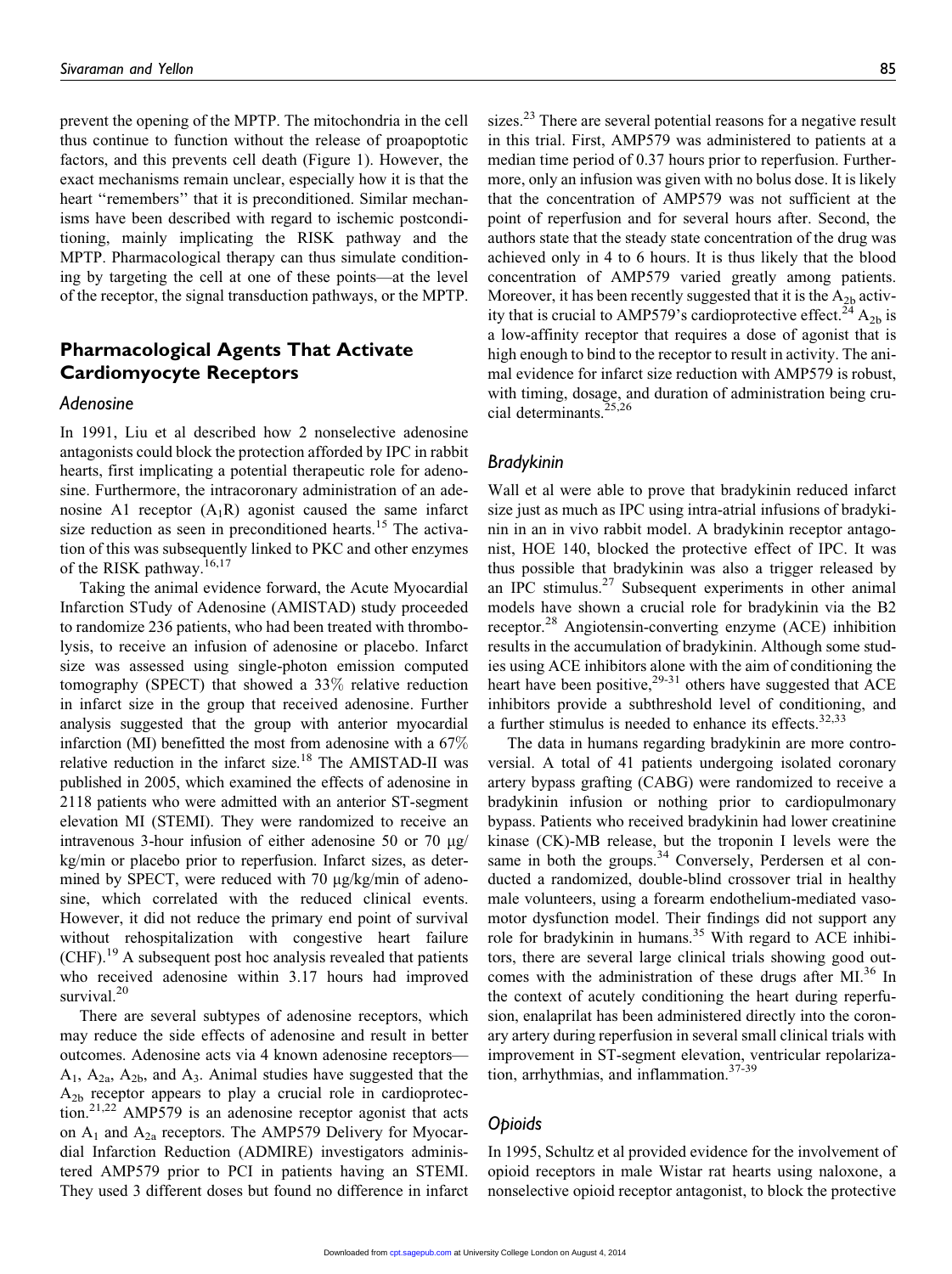prevent the opening of the MPTP. The mitochondria in the cell thus continue to function without the release of proapoptotic factors, and this prevents cell death (Figure 1). However, the exact mechanisms remain unclear, especially how it is that the heart "remembers" that it is preconditioned. Similar mechanisms have been described with regard to ischemic postconditioning, mainly implicating the RISK pathway and the MPTP. Pharmacological therapy can thus simulate conditioning by targeting the cell at one of these points—at the level of the receptor, the signal transduction pathways, or the MPTP.

## Pharmacological Agents That Activate Cardiomyocyte Receptors

### Adenosine

In 1991, Liu et al described how 2 nonselective adenosine antagonists could block the protection afforded by IPC in rabbit hearts, first implicating a potential therapeutic role for adenosine. Furthermore, the intracoronary administration of an adenosine A1 receptor ($A_1R$) agonist caused the same infarct size reduction as seen in preconditioned hearts.[15] The activation of this was subsequently linked to PKC and other enzymes of the RISK pathway.[16,17]

Taking the animal evidence forward, the Acute Myocardial Infarction STudy of Adenosine (AMISTAD) study proceeded to randomize 236 patients, who had been treated with thrombolysis, to receive an infusion of adenosine or placebo. Infarct size was assessed using single-photon emission computed tomography (SPECT) that showed a 33% relative reduction in infarct size in the group that received adenosine. Further analysis suggested that the group with anterior myocardial infarction (MI) benefitted the most from adenosine with a 67% relative reduction in the infarct size.[18] The AMISTAD-II was published in 2005, which examined the effects of adenosine in 2118 patients who were admitted with an anterior ST-segment elevation MI (STEMI). They were randomized to receive an intravenous 3-hour infusion of either adenosine 50 or 70 μg/kg/min or placebo prior to reperfusion. Infarct sizes, as determined by SPECT, were reduced with 70 μg/kg/min of adenosine, which correlated with the reduced clinical events. However, it did not reduce the primary end point of survival without rehospitalization with congestive heart failure (CHF).[19] A subsequent post hoc analysis revealed that patients who received adenosine within 3.17 hours had improved survival.[20]

There are several subtypes of adenosine receptors, which may reduce the side effects of adenosine and result in better outcomes. Adenosine acts via 4 known adenosine receptors—$A_1$, $A_{2a}$, $A_{2b}$, and $A_3$. Animal studies have suggested that the $A_{2b}$ receptor appears to play a crucial role in cardioprotection.[21,22] AMP579 is an adenosine receptor agonist that acts on $A_1$ and $A_{2a}$ receptors. The AMP579 Delivery for Myocardial Infarction Reduction (ADMIRE) investigators administered AMP579 prior to PCI in patients having an STEMI. They used 3 different doses but found no difference in infarct sizes.[23] There are several potential reasons for a negative result in this trial. First, AMP579 was administered to patients at a median time period of 0.37 hours prior to reperfusion. Furthermore, only an infusion was given with no bolus dose. It is likely that the concentration of AMP579 was not sufficient at the point of reperfusion and for several hours after. Second, the authors state that the steady state concentration of the drug was achieved only in 4 to 6 hours. It is thus likely that the blood concentration of AMP579 varied greatly among patients. Moreover, it has been recently suggested that it is the $A_{2b}$ activity that is crucial to AMP579's cardioprotective effect.[24] $A_{2b}$ is a low-affinity receptor that requires a dose of agonist that is high enough to bind to the receptor to result in activity. The animal evidence for infarct size reduction with AMP579 is robust, with timing, dosage, and duration of administration being crucial determinants.[25,26]

### Bradykinin

Wall et al were able to prove that bradykinin reduced infarct size just as much as IPC using intra-atrial infusions of bradykinin in an in vivo rabbit model. A bradykinin receptor antagonist, HOE 140, blocked the protective effect of IPC. It was thus possible that bradykinin was also a trigger released by an IPC stimulus.[27] Subsequent experiments in other animal models have shown a crucial role for bradykinin via the B2 receptor.[28] Angiotensin-converting enzyme (ACE) inhibition results in the accumulation of bradykinin. Although some studies using ACE inhibitors alone with the aim of conditioning the heart have been positive,[29-31] others have suggested that ACE inhibitors provide a subthreshold level of conditioning, and a further stimulus is needed to enhance its effects.[32,33]

The data in humans regarding bradykinin are more controversial. A total of 41 patients undergoing isolated coronary artery bypass grafting (CABG) were randomized to receive a bradykinin infusion or nothing prior to cardiopulmonary bypass. Patients who received bradykinin had lower creatinine kinase (CK)-MB release, but the troponin I levels were the same in both the groups.[34] Conversely, Perdersen et al conducted a randomized, double-blind crossover trial in healthy male volunteers, using a forearm endothelium-mediated vasomotor dysfunction model. Their findings did not support any role for bradykinin in humans.[35] With regard to ACE inhibitors, there are several large clinical trials showing good outcomes with the administration of these drugs after MI.[36] In the context of acutely conditioning the heart during reperfusion, enalaprilat has been administered directly into the coronary artery during reperfusion in several small clinical trials with improvement in ST-segment elevation, ventricular repolarization, arrhythmias, and inflammation.[37-39]

### Opioids

In 1995, Schultz et al provided evidence for the involvement of opioid receptors in male Wistar rat hearts using naloxone, a nonselective opioid receptor antagonist, to block the protective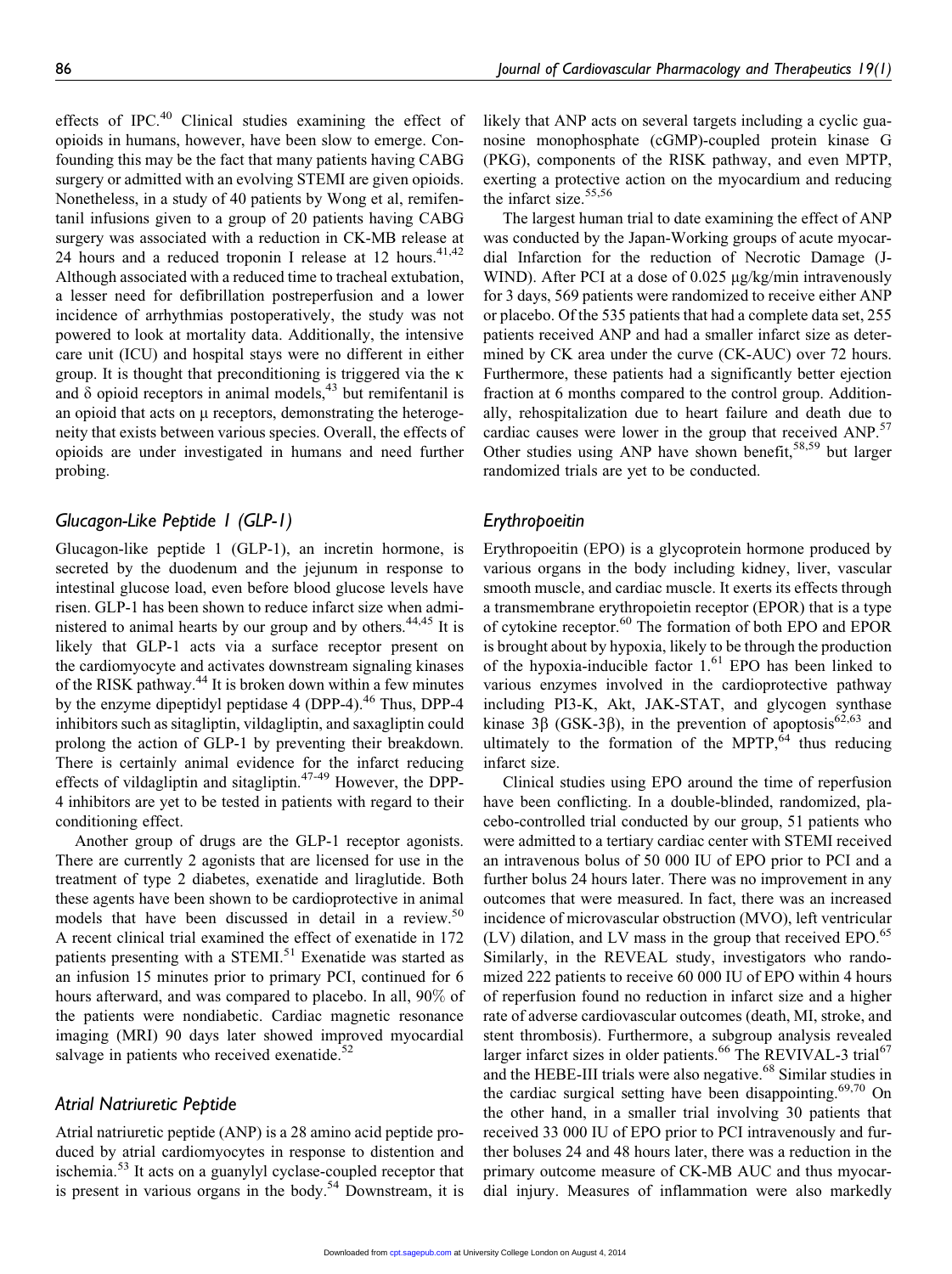effects of IPC.[40] Clinical studies examining the effect of opioids in humans, however, have been slow to emerge. Confounding this may be the fact that many patients having CABG surgery or admitted with an evolving STEMI are given opioids. Nonetheless, in a study of 40 patients by Wong et al, remifentanil infusions given to a group of 20 patients having CABG surgery was associated with a reduction in CK-MB release at 24 hours and a reduced troponin I release at 12 hours.[41,42] Although associated with a reduced time to tracheal extubation, a lesser need for defibrillation postreperfusion and a lower incidence of arrhythmias postoperatively, the study was not powered to look at mortality data. Additionally, the intensive care unit (ICU) and hospital stays were no different in either group. It is thought that preconditioning is triggered via the κ and δ opioid receptors in animal models,[43] but remifentanil is an opioid that acts on μ receptors, demonstrating the heterogeneity that exists between various species. Overall, the effects of opioids are under investigated in humans and need further probing.

## Glucagon-Like Peptide 1 (GLP-1)

Glucagon-like peptide 1 (GLP-1), an incretin hormone, is secreted by the duodenum and the jejunum in response to intestinal glucose load, even before blood glucose levels have risen. GLP-1 has been shown to reduce infarct size when administered to animal hearts by our group and by others.[44,45] It is likely that GLP-1 acts via a surface receptor present on the cardiomyocyte and activates downstream signaling kinases of the RISK pathway.[44] It is broken down within a few minutes by the enzyme dipeptidyl peptidase 4 (DPP-4).[46] Thus, DPP-4 inhibitors such as sitagliptin, vildagliptin, and saxagliptin could prolong the action of GLP-1 by preventing their breakdown. There is certainly animal evidence for the infarct reducing effects of vildagliptin and sitagliptin.[47-49] However, the DPP-4 inhibitors are yet to be tested in patients with regard to their conditioning effect.

Another group of drugs are the GLP-1 receptor agonists. There are currently 2 agonists that are licensed for use in the treatment of type 2 diabetes, exenatide and liraglutide. Both these agents have been shown to be cardioprotective in animal models that have been discussed in detail in a review.[50] A recent clinical trial examined the effect of exenatide in 172 patients presenting with a STEMI.[51] Exenatide was started as an infusion 15 minutes prior to primary PCI, continued for 6 hours afterward, and was compared to placebo. In all, 90% of the patients were nondiabetic. Cardiac magnetic resonance imaging (MRI) 90 days later showed improved myocardial salvage in patients who received exenatide.[52]

## Atrial Natriuretic Peptide

Atrial natriuretic peptide (ANP) is a 28 amino acid peptide produced by atrial cardiomyocytes in response to distention and ischemia.[53] It acts on a guanylyl cyclase-coupled receptor that is present in various organs in the body.[54] Downstream, it is likely that ANP acts on several targets including a cyclic guanosine monophosphate (cGMP)-coupled protein kinase G (PKG), components of the RISK pathway, and even MPTP, exerting a protective action on the myocardium and reducing the infarct size.[55,56]

The largest human trial to date examining the effect of ANP was conducted by the Japan-Working groups of acute myocardial Infarction for the reduction of Necrotic Damage (J-WIND). After PCI at a dose of 0.025 μg/kg/min intravenously for 3 days, 569 patients were randomized to receive either ANP or placebo. Of the 535 patients that had a complete data set, 255 patients received ANP and had a smaller infarct size as determined by CK area under the curve (CK-AUC) over 72 hours. Furthermore, these patients had a significantly better ejection fraction at 6 months compared to the control group. Additionally, rehospitalization due to heart failure and death due to cardiac causes were lower in the group that received ANP.[57] Other studies using ANP have shown benefit,[58,59] but larger randomized trials are yet to be conducted.

## Erythropoeitin

Erythropoeitin (EPO) is a glycoprotein hormone produced by various organs in the body including kidney, liver, vascular smooth muscle, and cardiac muscle. It exerts its effects through a transmembrane erythropoietin receptor (EPOR) that is a type of cytokine receptor.[60] The formation of both EPO and EPOR is brought about by hypoxia, likely to be through the production of the hypoxia-inducible factor 1.[61] EPO has been linked to various enzymes involved in the cardioprotective pathway including PI3-K, Akt, JAK-STAT, and glycogen synthase kinase 3β (GSK-3β), in the prevention of apoptosis[62,63] and ultimately to the formation of the MPTP,[64] thus reducing infarct size.

Clinical studies using EPO around the time of reperfusion have been conflicting. In a double-blinded, randomized, placebo-controlled trial conducted by our group, 51 patients who were admitted to a tertiary cardiac center with STEMI received an intravenous bolus of 50 000 IU of EPO prior to PCI and a further bolus 24 hours later. There was no improvement in any outcomes that were measured. In fact, there was an increased incidence of microvascular obstruction (MVO), left ventricular (LV) dilation, and LV mass in the group that received EPO.[65] Similarly, in the REVEAL study, investigators who randomized 222 patients to receive 60 000 IU of EPO within 4 hours of reperfusion found no reduction in infarct size and a higher rate of adverse cardiovascular outcomes (death, MI, stroke, and stent thrombosis). Furthermore, a subgroup analysis revealed larger infarct sizes in older patients.[66] The REVIVAL-3 trial[67] and the HEBE-III trials were also negative.[68] Similar studies in the cardiac surgical setting have been disappointing.[69,70] On the other hand, in a smaller trial involving 30 patients that received 33 000 IU of EPO prior to PCI intravenously and further boluses 24 and 48 hours later, there was a reduction in the primary outcome measure of CK-MB AUC and thus myocardial injury. Measures of inflammation were also markedly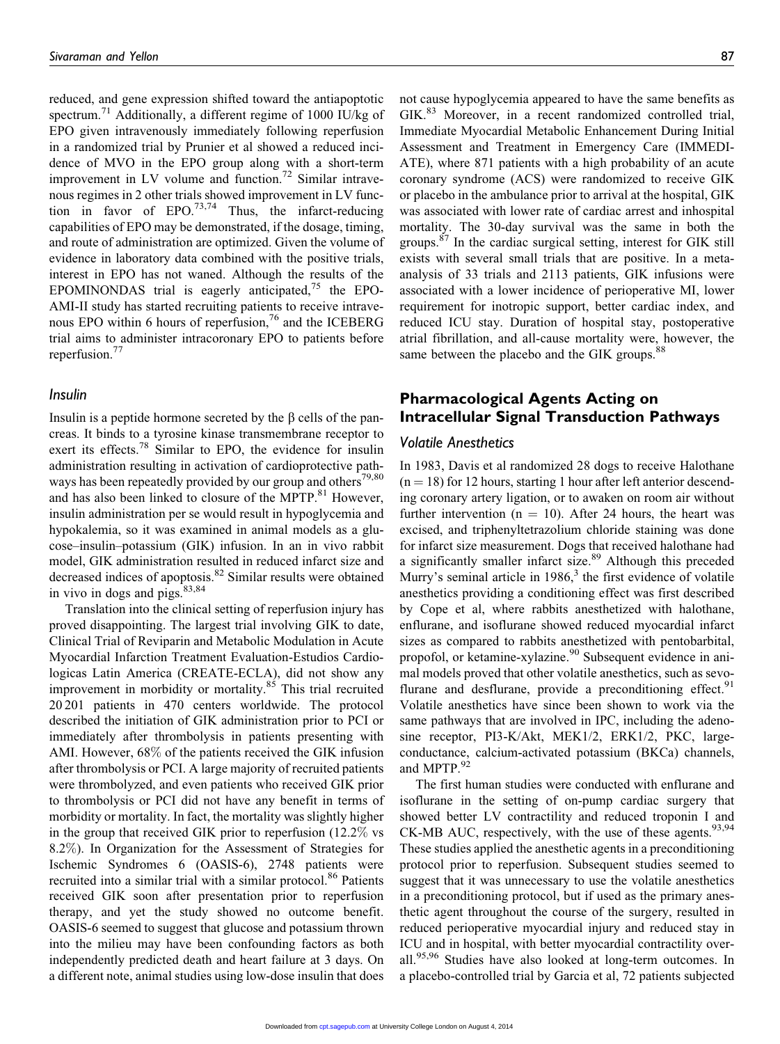reduced, and gene expression shifted toward the antiapoptotic spectrum.[71] Additionally, a different regime of 1000 IU/kg of EPO given intravenously immediately following reperfusion in a randomized trial by Prunier et al showed a reduced incidence of MVO in the EPO group along with a short-term improvement in LV volume and function.[72] Similar intravenous regimes in 2 other trials showed improvement in LV function in favor of EPO.[73,74] Thus, the infarct-reducing capabilities of EPO may be demonstrated, if the dosage, timing, and route of administration are optimized. Given the volume of evidence in laboratory data combined with the positive trials, interest in EPO has not waned. Although the results of the EPOMINONDAS trial is eagerly anticipated,[75] the EPO-AMI-II study has started recruiting patients to receive intravenous EPO within 6 hours of reperfusion,[76] and the ICEBERG trial aims to administer intracoronary EPO to patients before reperfusion.[77]

### Insulin

Insulin is a peptide hormone secreted by the β cells of the pancreas. It binds to a tyrosine kinase transmembrane receptor to exert its effects.[78] Similar to EPO, the evidence for insulin administration resulting in activation of cardioprotective pathways has been repeatedly provided by our group and others[79,80] and has also been linked to closure of the MPTP.[81] However, insulin administration per se would result in hypoglycemia and hypokalemia, so it was examined in animal models as a glucose–insulin–potassium (GIK) infusion. In an in vivo rabbit model, GIK administration resulted in reduced infarct size and decreased indices of apoptosis.[82] Similar results were obtained in vivo in dogs and pigs.[83,84]

Translation into the clinical setting of reperfusion injury has proved disappointing. The largest trial involving GIK to date, Clinical Trial of Reviparin and Metabolic Modulation in Acute Myocardial Infarction Treatment Evaluation-Estudios Cardiologicas Latin America (CREATE-ECLA), did not show any improvement in morbidity or mortality.[85] This trial recruited 20 201 patients in 470 centers worldwide. The protocol described the initiation of GIK administration prior to PCI or immediately after thrombolysis in patients presenting with AMI. However, 68% of the patients received the GIK infusion after thrombolysis or PCI. A large majority of recruited patients were thrombolyzed, and even patients who received GIK prior to thrombolysis or PCI did not have any benefit in terms of morbidity or mortality. In fact, the mortality was slightly higher in the group that received GIK prior to reperfusion (12.2% vs 8.2%). In Organization for the Assessment of Strategies for Ischemic Syndromes 6 (OASIS-6), 2748 patients were recruited into a similar trial with a similar protocol.[86] Patients received GIK soon after presentation prior to reperfusion therapy, and yet the study showed no outcome benefit. OASIS-6 seemed to suggest that glucose and potassium thrown into the milieu may have been confounding factors as both independently predicted death and heart failure at 3 days. On a different note, animal studies using low-dose insulin that does not cause hypoglycemia appeared to have the same benefits as GIK.[83] Moreover, in a recent randomized controlled trial, Immediate Myocardial Metabolic Enhancement During Initial Assessment and Treatment in Emergency Care (IMMEDIATE), where 871 patients with a high probability of an acute coronary syndrome (ACS) were randomized to receive GIK or placebo in the ambulance prior to arrival at the hospital, GIK was associated with lower rate of cardiac arrest and inhospital mortality. The 30-day survival was the same in both the groups.[87] In the cardiac surgical setting, interest for GIK still exists with several small trials that are positive. In a meta-analysis of 33 trials and 2113 patients, GIK infusions were associated with a lower incidence of perioperative MI, lower requirement for inotropic support, better cardiac index, and reduced ICU stay. Duration of hospital stay, postoperative atrial fibrillation, and all-cause mortality were, however, the same between the placebo and the GIK groups.[88]

## Pharmacological Agents Acting on Intracellular Signal Transduction Pathways

### Volatile Anesthetics

In 1983, Davis et al randomized 28 dogs to receive Halothane ($n = 18$) for 12 hours, starting 1 hour after left anterior descending coronary artery ligation, or to awaken on room air without further intervention ($n = 10$). After 24 hours, the heart was excised, and triphenyltetrazolium chloride staining was done for infarct size measurement. Dogs that received halothane had a significantly smaller infarct size.[89] Although this preceded Murry's seminal article in 1986,[3] the first evidence of volatile anesthetics providing a conditioning effect was first described by Cope et al, where rabbits anesthetized with halothane, enflurane, and isoflurane showed reduced myocardial infarct sizes as compared to rabbits anesthetized with pentobarbital, propofol, or ketamine-xylazine.[90] Subsequent evidence in animal models proved that other volatile anesthetics, such as sevoflurane and desflurane, provide a preconditioning effect.[91] Volatile anesthetics have since been shown to work via the same pathways that are involved in IPC, including the adenosine receptor, PI3-K/Akt, MEK1/2, ERK1/2, PKC, large-conductance, calcium-activated potassium (BKCa) channels, and MPTP.[92]

The first human studies were conducted with enflurane and isoflurane in the setting of on-pump cardiac surgery that showed better LV contractility and reduced troponin I and CK-MB AUC, respectively, with the use of these agents.[93,94] These studies applied the anesthetic agents in a preconditioning protocol prior to reperfusion. Subsequent studies seemed to suggest that it was unnecessary to use the volatile anesthetics in a preconditioning protocol, but if used as the primary anesthetic agent throughout the course of the surgery, resulted in reduced perioperative myocardial injury and reduced stay in ICU and in hospital, with better myocardial contractility overall.[95,96] Studies have also looked at long-term outcomes. In a placebo-controlled trial by Garcia et al, 72 patients subjected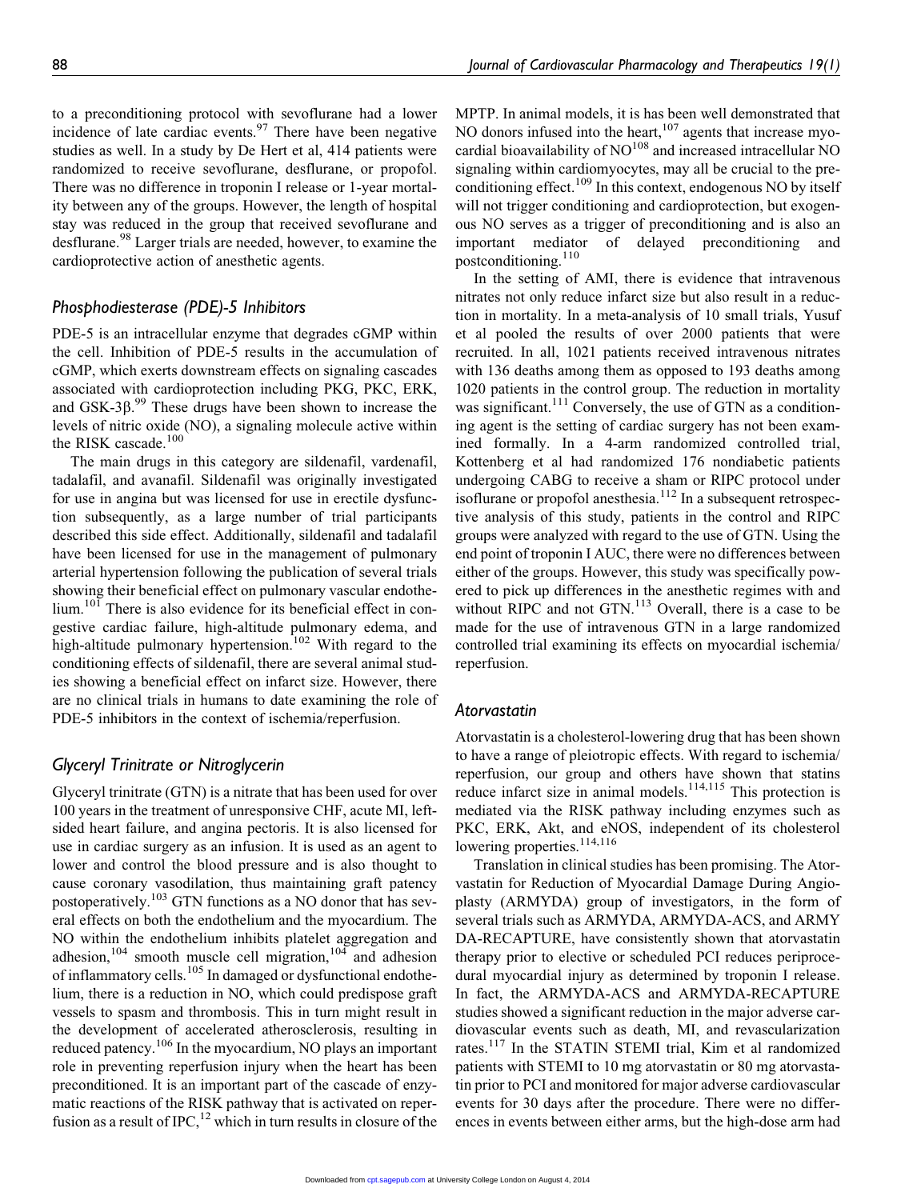to a preconditioning protocol with sevoflurane had a lower incidence of late cardiac events.[97] There have been negative studies as well. In a study by De Hert et al, 414 patients were randomized to receive sevoflurane, desflurane, or propofol. There was no difference in troponin I release or 1-year mortality between any of the groups. However, the length of hospital stay was reduced in the group that received sevoflurane and desflurane.[98] Larger trials are needed, however, to examine the cardioprotective action of anesthetic agents.

## Phosphodiesterase (PDE)-5 Inhibitors

PDE-5 is an intracellular enzyme that degrades cGMP within the cell. Inhibition of PDE-5 results in the accumulation of cGMP, which exerts downstream effects on signaling cascades associated with cardioprotection including PKG, PKC, ERK, and GSK-3β.[99] These drugs have been shown to increase the levels of nitric oxide (NO), a signaling molecule active within the RISK cascade.[100]

The main drugs in this category are sildenafil, vardenafil, tadalafil, and avanafil. Sildenafil was originally investigated for use in angina but was licensed for use in erectile dysfunction subsequently, as a large number of trial participants described this side effect. Additionally, sildenafil and tadalafil have been licensed for use in the management of pulmonary arterial hypertension following the publication of several trials showing their beneficial effect on pulmonary vascular endothelium.[101] There is also evidence for its beneficial effect in congestive cardiac failure, high-altitude pulmonary edema, and high-altitude pulmonary hypertension.[102] With regard to the conditioning effects of sildenafil, there are several animal studies showing a beneficial effect on infarct size. However, there are no clinical trials in humans to date examining the role of PDE-5 inhibitors in the context of ischemia/reperfusion.

## Glyceryl Trinitrate or Nitroglycerin

Glyceryl trinitrate (GTN) is a nitrate that has been used for over 100 years in the treatment of unresponsive CHF, acute MI, left-sided heart failure, and angina pectoris. It is also licensed for use in cardiac surgery as an infusion. It is used as an agent to lower and control the blood pressure and is also thought to cause coronary vasodilation, thus maintaining graft patency postoperatively.[103] GTN functions as a NO donor that has several effects on both the endothelium and the myocardium. The NO within the endothelium inhibits platelet aggregation and adhesion,[104] smooth muscle cell migration,[104] and adhesion of inflammatory cells.[105] In damaged or dysfunctional endothelium, there is a reduction in NO, which could predispose graft vessels to spasm and thrombosis. This in turn might result in the development of accelerated atherosclerosis, resulting in reduced patency.[106] In the myocardium, NO plays an important role in preventing reperfusion injury when the heart has been preconditioned. It is an important part of the cascade of enzymatic reactions of the RISK pathway that is activated on reperfusion as a result of IPC,[12] which in turn results in closure of the MPTP. In animal models, it is has been well demonstrated that NO donors infused into the heart,[107] agents that increase myocardial bioavailability of NO[108] and increased intracellular NO signaling within cardiomyocytes, may all be crucial to the preconditioning effect.[109] In this context, endogenous NO by itself will not trigger conditioning and cardioprotection, but exogenous NO serves as a trigger of preconditioning and is also an important mediator of delayed preconditioning and postconditioning.[110]

In the setting of AMI, there is evidence that intravenous nitrates not only reduce infarct size but also result in a reduction in mortality. In a meta-analysis of 10 small trials, Yusuf et al pooled the results of over 2000 patients that were recruited. In all, 1021 patients received intravenous nitrates with 136 deaths among them as opposed to 193 deaths among 1020 patients in the control group. The reduction in mortality was significant.[111] Conversely, the use of GTN as a conditioning agent is the setting of cardiac surgery has not been examined formally. In a 4-arm randomized controlled trial, Kottenberg et al had randomized 176 nondiabetic patients undergoing CABG to receive a sham or RIPC protocol under isoflurane or propofol anesthesia.[112] In a subsequent retrospective analysis of this study, patients in the control and RIPC groups were analyzed with regard to the use of GTN. Using the end point of troponin I AUC, there were no differences between either of the groups. However, this study was specifically powered to pick up differences in the anesthetic regimes with and without RIPC and not GTN.[113] Overall, there is a case to be made for the use of intravenous GTN in a large randomized controlled trial examining its effects on myocardial ischemia/reperfusion.

## Atorvastatin

Atorvastatin is a cholesterol-lowering drug that has been shown to have a range of pleiotropic effects. With regard to ischemia/reperfusion, our group and others have shown that statins reduce infarct size in animal models.[114,115] This protection is mediated via the RISK pathway including enzymes such as PKC, ERK, Akt, and eNOS, independent of its cholesterol lowering properties.[114,116]

Translation in clinical studies has been promising. The Atorvastatin for Reduction of Myocardial Damage During Angioplasty (ARMYDA) group of investigators, in the form of several trials such as ARMYDA, ARMYDA-ACS, and ARMYDA-RECAPTURE, have consistently shown that atorvastatin therapy prior to elective or scheduled PCI reduces periprocedural myocardial injury as determined by troponin I release. In fact, the ARMYDA-ACS and ARMYDA-RECAPTURE studies showed a significant reduction in the major adverse cardiovascular events such as death, MI, and revascularization rates.[117] In the STATIN STEMI trial, Kim et al randomized patients with STEMI to 10 mg atorvastatin or 80 mg atorvastatin prior to PCI and monitored for major adverse cardiovascular events for 30 days after the procedure. There were no differences in events between either arms, but the high-dose arm had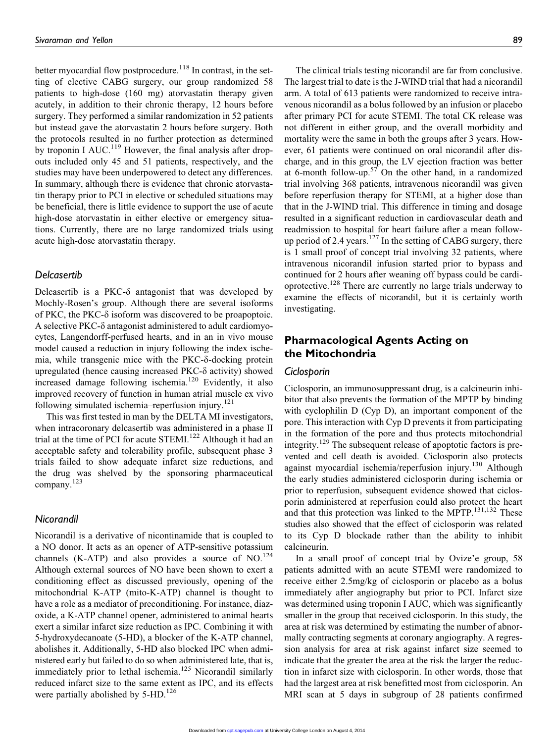better myocardial flow postprocedure.[118] In contrast, in the setting of elective CABG surgery, our group randomized 58 patients to high-dose (160 mg) atorvastatin therapy given acutely, in addition to their chronic therapy, 12 hours before surgery. They performed a similar randomization in 52 patients but instead gave the atorvastatin 2 hours before surgery. Both the protocols resulted in no further protection as determined by troponin I AUC.[119] However, the final analysis after dropouts included only 45 and 51 patients, respectively, and the studies may have been underpowered to detect any differences. In summary, although there is evidence that chronic atorvastatin therapy prior to PCI in elective or scheduled situations may be beneficial, there is little evidence to support the use of acute high-dose atorvastatin in either elective or emergency situations. Currently, there are no large randomized trials using acute high-dose atorvastatin therapy.

### *Delcasertib*

Delcasertib is a PKC-δ antagonist that was developed by Mochly-Rosen's group. Although there are several isoforms of PKC, the PKC-δ isoform was discovered to be proapoptoic. A selective PKC-δ antagonist administered to adult cardiomyocytes, Langendorff-perfused hearts, and in an in vivo mouse model caused a reduction in injury following the index ischemia, while transgenic mice with the PKC-δ-docking protein upregulated (hence causing increased PKC-δ activity) showed increased damage following ischemia.[120] Evidently, it also improved recovery of function in human atrial muscle ex vivo following simulated ischemia–reperfusion injury.[121]

This was first tested in man by the DELTA MI investigators, when intracoronary delcasertib was administered in a phase II trial at the time of PCI for acute STEMI.[122] Although it had an acceptable safety and tolerability profile, subsequent phase 3 trials failed to show adequate infarct size reductions, and the drug was shelved by the sponsoring pharmaceutical company.[123]

### *Nicorandil*

Nicorandil is a derivative of nicontinamide that is coupled to a NO donor. It acts as an opener of ATP-sensitive potassium channels (K-ATP) and also provides a source of NO.[124] Although external sources of NO have been shown to exert a conditioning effect as discussed previously, opening of the mitochondrial K-ATP (mito-K-ATP) channel is thought to have a role as a mediator of preconditioning. For instance, diazoxide, a K-ATP channel opener, administered to animal hearts exert a similar infarct size reduction as IPC. Combining it with 5-hydroxydecanoate (5-HD), a blocker of the K-ATP channel, abolishes it. Additionally, 5-HD also blocked IPC when administered early but failed to do so when administered late, that is, immediately prior to lethal ischemia.[125] Nicorandil similarly reduced infarct size to the same extent as IPC, and its effects were partially abolished by 5-HD.[126]

The clinical trials testing nicorandil are far from conclusive. The largest trial to date is the J-WIND trial that had a nicorandil arm. A total of 613 patients were randomized to receive intravenous nicorandil as a bolus followed by an infusion or placebo after primary PCI for acute STEMI. The total CK release was not different in either group, and the overall morbidity and mortality were the same in both the groups after 3 years. However, 61 patients were continued on oral nicorandil after discharge, and in this group, the LV ejection fraction was better at 6-month follow-up.[57] On the other hand, in a randomized trial involving 368 patients, intravenous nicorandil was given before reperfusion therapy for STEMI, at a higher dose than that in the J-WIND trial. This difference in timing and dosage resulted in a significant reduction in cardiovascular death and readmission to hospital for heart failure after a mean follow-up period of 2.4 years.[127] In the setting of CABG surgery, there is 1 small proof of concept trial involving 32 patients, where intravenous nicorandil infusion started prior to bypass and continued for 2 hours after weaning off bypass could be cardioprotective.[128] There are currently no large trials underway to examine the effects of nicorandil, but it is certainly worth investigating.

## Pharmacological Agents Acting on the Mitochondria

### *Ciclosporin*

Ciclosporin, an immunosuppressant drug, is a calcineurin inhibitor that also prevents the formation of the MPTP by binding with cyclophilin D (Cyp D), an important component of the pore. This interaction with Cyp D prevents it from participating in the formation of the pore and thus protects mitochondrial integrity.[129] The subsequent release of apoptotic factors is prevented and cell death is avoided. Ciclosporin also protects against myocardial ischemia/reperfusion injury.[130] Although the early studies administered ciclosporin during ischemia or prior to reperfusion, subsequent evidence showed that ciclosporin administered at reperfusion could also protect the heart and that this protection was linked to the MPTP.[131,132] These studies also showed that the effect of ciclosporin was related to its Cyp D blockade rather than the ability to inhibit calcineurin.

In a small proof of concept trial by Ovize'e group, 58 patients admitted with an acute STEMI were randomized to receive either 2.5mg/kg of ciclosporin or placebo as a bolus immediately after angiography but prior to PCI. Infarct size was determined using troponin I AUC, which was significantly smaller in the group that received ciclosporin. In this study, the area at risk was determined by estimating the number of abnormally contracting segments at coronary angiography. A regression analysis for area at risk against infarct size seemed to indicate that the greater the area at the risk the larger the reduction in infarct size with ciclosporin. In other words, those that had the largest area at risk benefitted most from ciclosporin. An MRI scan at 5 days in subgroup of 28 patients confirmed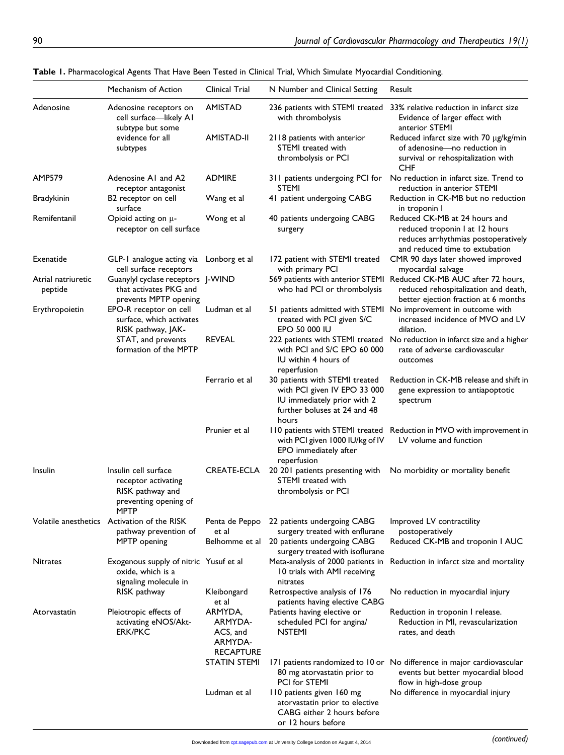**Table 1.** Pharmacological Agents That Have Been Tested in Clinical Trial, Which Simulate Myocardial Conditioning.

| | Mechanism of Action | Clinical Trial | N Number and Clinical Setting | Result |
|---|---|---|---|---|
| Adenosine | Adenosine receptors on cell surface—likely A1 subtype but some evidence for all subtypes | AMISTAD | 236 patients with STEMI treated with thrombolysis | 33% relative reduction in infarct size Evidence of larger effect with anterior STEMI |
| | | AMISTAD-II | 2118 patients with anterior STEMI treated with thrombolysis or PCI | Reduced infarct size with 70 μg/kg/min of adenosine—no reduction in survival or rehospitalization with CHF |
| AMP579 | Adenosine A1 and A2 receptor antagonist | ADMIRE | 311 patients undergoing PCI for STEMI | No reduction in infarct size. Trend to reduction in anterior STEMI |
| Bradykinin | B2 receptor on cell surface | Wang et al | 41 patient undergoing CABG | Reduction in CK-MB but no reduction in troponin I |
| Remifentanil | Opioid acting on μ-receptor on cell surface | Wong et al | 40 patients undergoing CABG surgery | Reduced CK-MB at 24 hours and reduced troponin I at 12 hours reduces arrhythmias postoperatively and reduced time to extubation |
| Exenatide | GLP-1 analogue acting via cell surface receptors | Lonborg et al | 172 patient with STEMI treated with primary PCI | CMR 90 days later showed improved myocardial salvage |
| Atrial natriuretic peptide | Guanylyl cyclase receptors that activates PKG and prevents MPTP opening | J-WIND | 569 patients with anterior STEMI who had PCI or thrombolysis | Reduced CK-MB AUC after 72 hours, reduced rehospitalization and death, better ejection fraction at 6 months |
| Erythropoietin | EPO-R receptor on cell surface, which activates RISK pathway, JAK-STAT, and prevents formation of the MPTP | Ludman et al | 51 patients admitted with STEMI treated with PCI given S/C EPO 50 000 IU | No improvement in outcome with increased incidence of MVO and LV dilation. |
| | | REVEAL | 222 patients with STEMI treated with PCI and S/C EPO 60 000 IU within 4 hours of reperfusion | No reduction in infarct size and a higher rate of adverse cardiovascular outcomes |
| | | Ferrario et al | 30 patients with STEMI treated with PCI given IV EPO 33 000 IU immediately prior with 2 further boluses at 24 and 48 hours | Reduction in CK-MB release and shift in gene expression to antiapoptotic spectrum |
| | | Prunier et al | 110 patients with STEMI treated with PCI given 1000 IU/kg of IV EPO immediately after reperfusion | Reduction in MVO with improvement in LV volume and function |
| Insulin | Insulin cell surface receptor activating RISK pathway and preventing opening of MPTP | CREATE-ECLA | 20 201 patients presenting with STEMI treated with thrombolysis or PCI | No morbidity or mortality benefit |
| Volatile anesthetics | Activation of the RISK pathway prevention of MPTP opening | Penta de Peppo et al | 22 patients undergoing CABG surgery treated with enflurane | Improved LV contractility postoperatively |
| | | Belhomme et al | 20 patients undergoing CABG surgery treated with isoflurane | Reduced CK-MB and troponin I AUC |
| Nitrates | Exogenous supply of nitric oxide, which is a signaling molecule in RISK pathway | Yusuf et al | Meta-analysis of 2000 patients in 10 trials with AMI receiving nitrates | Reduction in infarct size and mortality |
| | | Kleibongard et al | Retrospective analysis of 176 patients having elective CABG | No reduction in myocardial injury |
| Atorvastatin | Pleiotropic effects of activating eNOS/Akt-ERK/PKC | ARMYDA, ARMYDA-ACS, and ARMYDA-RECAPTURE | Patients having elective or scheduled PCI for angina/NSTEMI | Reduction in troponin I release. Reduction in MI, revascularization rates, and death |
| | | STATIN STEMI | 171 patients randomized to 10 or 80 mg atorvastatin prior to PCI for STEMI | No difference in major cardiovascular events but better myocardial blood flow in high-dose group |
| | | Ludman et al | 110 patients given 160 mg atorvastatin prior to elective CABG either 2 hours before or 12 hours before | No difference in myocardial injury |

(continued)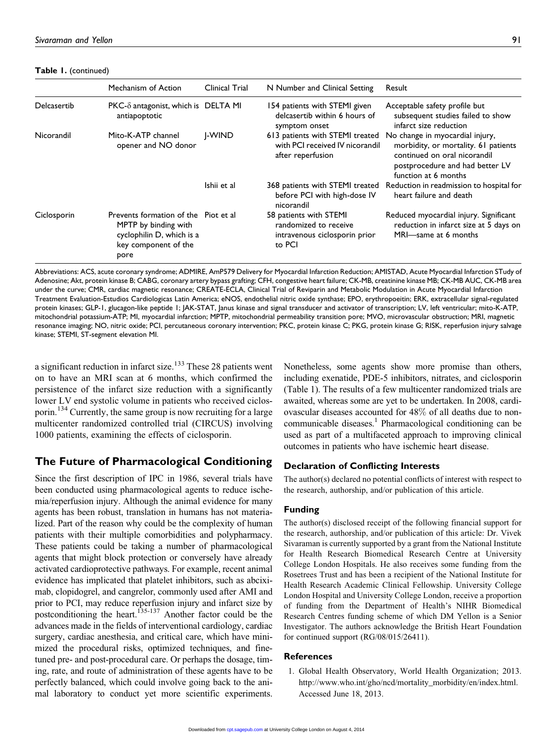**Table 1.** (continued)

| | Mechanism of Action | Clinical Trial | N Number and Clinical Setting | Result |
|---|---|---|---|---|
| Delcasertib | PKC-δ antagonist, which is antiapoptotic | DELTA MI | 154 patients with STEMI given delcasertib within 6 hours of symptom onset | Acceptable safety profile but subsequent studies failed to show infarct size reduction |
| Nicorandil | Mito-K-ATP channel opener and NO donor | J-WIND | 613 patients with STEMI treated with PCI received IV nicorandil after reperfusion | No change in myocardial injury, morbidity, or mortality. 61 patients continued on oral nicorandil postprocedure and had better LV function at 6 months |
| | | Ishii et al | 368 patients with STEMI treated before PCI with high-dose IV nicorandil | Reduction in readmission to hospital for heart failure and death |
| Ciclosporin | Prevents formation of the MPTP by binding with cyclophilin D, which is a key component of the pore | Piot et al | 58 patients with STEMI randomized to receive intravenous ciclosporin prior to PCI | Reduced myocardial injury. Significant reduction in infarct size at 5 days on MRI—same at 6 months |

Abbreviations: ACS, acute coronary syndrome; ADMIRE, AmP579 Delivery for Myocardial Infarction Reduction; AMISTAD, Acute Myocardial Infarction STudy of Adenosine; Akt, protein kinase B; CABG, coronary artery bypass grafting; CFH, congestive heart failure; CK-MB, creatinine kinase MB; CK-MB AUC, CK-MB area under the curve; CMR, cardiac magnetic resonance; CREATE-ECLA, Clinical Trial of Reviparin and Metabolic Modulation in Acute Myocardial Infarction Treatment Evaluation-Estudios Cardiologicas Latin America; eNOS, endothelial nitric oxide synthase; EPO, erythropoeitin; ERK, extracellular signal-regulated protein kinases; GLP-1, glucagon-like peptide 1; JAK-STAT, Janus kinase and signal transducer and activator of transcription; LV, left ventricular; mito-K-ATP, mitochondrial potassium-ATP; MI, myocardial infarction; MPTP, mitochondrial permeability transition pore; MVO, microvascular obstruction; MRI, magnetic resonance imaging; NO, nitric oxide; PCI, percutaneous coronary intervention; PKC, protein kinase C; PKG, protein kinase G; RISK, reperfusion injury salvage kinase; STEMI, ST-segment elevation MI.

a significant reduction in infarct size.[133] These 28 patients went on to have an MRI scan at 6 months, which confirmed the persistence of the infarct size reduction with a significantly lower LV end systolic volume in patients who received ciclosporin.[134] Currently, the same group is now recruiting for a large multicenter randomized controlled trial (CIRCUS) involving 1000 patients, examining the effects of ciclosporin.

## The Future of Pharmacological Conditioning

Since the first description of IPC in 1986, several trials have been conducted using pharmacological agents to reduce ischemia/reperfusion injury. Although the animal evidence for many agents has been robust, translation in humans has not materialized. Part of the reason why could be the complexity of human patients with their multiple comorbidities and polypharmacy. These patients could be taking a number of pharmacological agents that might block protection or conversely have already activated cardioprotective pathways. For example, recent animal evidence has implicated that platelet inhibitors, such as abciximab, clopidogrel, and cangrelor, commonly used after AMI and prior to PCI, may reduce reperfusion injury and infarct size by postconditioning the heart.[135-137] Another factor could be the advances made in the fields of interventional cardiology, cardiac surgery, cardiac anesthesia, and critical care, which have minimized the procedural risks, optimized techniques, and fine-tuned pre- and post-procedural care. Or perhaps the dosage, timing, rate, and route of administration of these agents have to be perfectly balanced, which could involve going back to the animal laboratory to conduct yet more scientific experiments. Nonetheless, some agents show more promise than others, including exenatide, PDE-5 inhibitors, nitrates, and ciclosporin (Table 1). The results of a few multicenter randomized trials are awaited, whereas some are yet to be undertaken. In 2008, cardiovascular diseases accounted for 48% of all deaths due to noncommunicable diseases.[1] Pharmacological conditioning can be used as part of a multifaceted approach to improving clinical outcomes in patients who have ischemic heart disease.

### Declaration of Conflicting Interests

The author(s) declared no potential conflicts of interest with respect to the research, authorship, and/or publication of this article.

### Funding

The author(s) disclosed receipt of the following financial support for the research, authorship, and/or publication of this article: Dr. Vivek Sivaraman is currently supported by a grant from the National Institute for Health Research Biomedical Research Centre at University College London Hospitals. He also receives some funding from the Rosetrees Trust and has been a recipient of the National Institute for Health Research Academic Clinical Fellowship. University College London Hospital and University College London, receive a proportion of funding from the Department of Health's NIHR Biomedical Research Centres funding scheme of which DM Yellon is a Senior Investigator. The authors acknowledge the British Heart Foundation for continued support (RG/08/015/26411).

### References

1. Global Health Observatory, World Health Organization; 2013. http://www.who.int/gho/ncd/mortality_morbidity/en/index.html. Accessed June 18, 2013.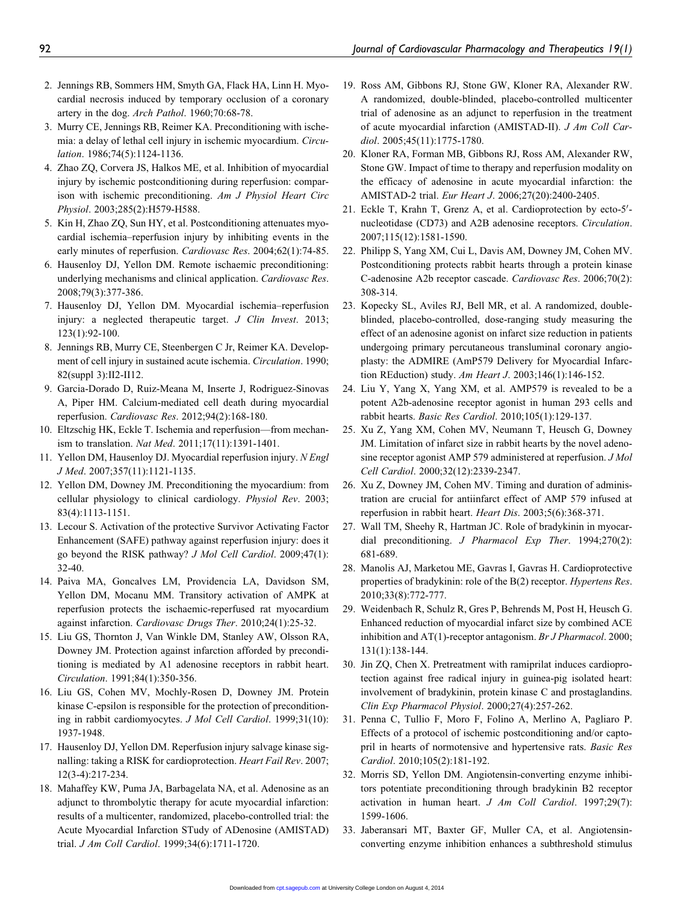2. Jennings RB, Sommers HM, Smyth GA, Flack HA, Linn H. Myocardial necrosis induced by temporary occlusion of a coronary artery in the dog. *Arch Pathol*. 1960;70:68-78.
3. Murry CE, Jennings RB, Reimer KA. Preconditioning with ischemia: a delay of lethal cell injury in ischemic myocardium. *Circulation*. 1986;74(5):1124-1136.
4. Zhao ZQ, Corvera JS, Halkos ME, et al. Inhibition of myocardial injury by ischemic postconditioning during reperfusion: comparison with ischemic preconditioning. *Am J Physiol Heart Circ Physiol*. 2003;285(2):H579-H588.
5. Kin H, Zhao ZQ, Sun HY, et al. Postconditioning attenuates myocardial ischemia–reperfusion injury by inhibiting events in the early minutes of reperfusion. *Cardiovasc Res*. 2004;62(1):74-85.
6. Hausenloy DJ, Yellon DM. Remote ischaemic preconditioning: underlying mechanisms and clinical application. *Cardiovasc Res*. 2008;79(3):377-386.
7. Hausenloy DJ, Yellon DM. Myocardial ischemia–reperfusion injury: a neglected therapeutic target. *J Clin Invest*. 2013; 123(1):92-100.
8. Jennings RB, Murry CE, Steenbergen C Jr, Reimer KA. Development of cell injury in sustained acute ischemia. *Circulation*. 1990; 82(suppl 3):II2-II12.
9. Garcia-Dorado D, Ruiz-Meana M, Inserte J, Rodriguez-Sinovas A, Piper HM. Calcium-mediated cell death during myocardial reperfusion. *Cardiovasc Res*. 2012;94(2):168-180.
10. Eltzschig HK, Eckle T. Ischemia and reperfusion—from mechanism to translation. *Nat Med*. 2011;17(11):1391-1401.
11. Yellon DM, Hausenloy DJ. Myocardial reperfusion injury. *N Engl J Med*. 2007;357(11):1121-1135.
12. Yellon DM, Downey JM. Preconditioning the myocardium: from cellular physiology to clinical cardiology. *Physiol Rev*. 2003; 83(4):1113-1151.
13. Lecour S. Activation of the protective Survivor Activating Factor Enhancement (SAFE) pathway against reperfusion injury: does it go beyond the RISK pathway? *J Mol Cell Cardiol*. 2009;47(1): 32-40.
14. Paiva MA, Goncalves LM, Providencia LA, Davidson SM, Yellon DM, Mocanu MM. Transitory activation of AMPK at reperfusion protects the ischaemic-reperfused rat myocardium against infarction. *Cardiovasc Drugs Ther*. 2010;24(1):25-32.
15. Liu GS, Thornton J, Van Winkle DM, Stanley AW, Olsson RA, Downey JM. Protection against infarction afforded by preconditioning is mediated by A1 adenosine receptors in rabbit heart. *Circulation*. 1991;84(1):350-356.
16. Liu GS, Cohen MV, Mochly-Rosen D, Downey JM. Protein kinase C-epsilon is responsible for the protection of preconditioning in rabbit cardiomyocytes. *J Mol Cell Cardiol*. 1999;31(10): 1937-1948.
17. Hausenloy DJ, Yellon DM. Reperfusion injury salvage kinase signalling: taking a RISK for cardioprotection. *Heart Fail Rev*. 2007; 12(3-4):217-234.
18. Mahaffey KW, Puma JA, Barbagelata NA, et al. Adenosine as an adjunct to thrombolytic therapy for acute myocardial infarction: results of a multicenter, randomized, placebo-controlled trial: the Acute Myocardial Infarction STudy of ADenosine (AMISTAD) trial. *J Am Coll Cardiol*. 1999;34(6):1711-1720.
19. Ross AM, Gibbons RJ, Stone GW, Kloner RA, Alexander RW. A randomized, double-blinded, placebo-controlled multicenter trial of adenosine as an adjunct to reperfusion in the treatment of acute myocardial infarction (AMISTAD-II). *J Am Coll Cardiol*. 2005;45(11):1775-1780.
20. Kloner RA, Forman MB, Gibbons RJ, Ross AM, Alexander RW, Stone GW. Impact of time to therapy and reperfusion modality on the efficacy of adenosine in acute myocardial infarction: the AMISTAD-2 trial. *Eur Heart J*. 2006;27(20):2400-2405.
21. Eckle T, Krahn T, Grenz A, et al. Cardioprotection by ecto-5′-nucleotidase (CD73) and A2B adenosine receptors. *Circulation*. 2007;115(12):1581-1590.
22. Philipp S, Yang XM, Cui L, Davis AM, Downey JM, Cohen MV. Postconditioning protects rabbit hearts through a protein kinase C-adenosine A2b receptor cascade. *Cardiovasc Res*. 2006;70(2): 308-314.
23. Kopecky SL, Aviles RJ, Bell MR, et al. A randomized, double-blinded, placebo-controlled, dose-ranging study measuring the effect of an adenosine agonist on infarct size reduction in patients undergoing primary percutaneous transluminal coronary angioplasty: the ADMIRE (AmP579 Delivery for Myocardial Infarction REduction) study. *Am Heart J*. 2003;146(1):146-152.
24. Liu Y, Yang X, Yang XM, et al. AMP579 is revealed to be a potent A2b-adenosine receptor agonist in human 293 cells and rabbit hearts. *Basic Res Cardiol*. 2010;105(1):129-137.
25. Xu Z, Yang XM, Cohen MV, Neumann T, Heusch G, Downey JM. Limitation of infarct size in rabbit hearts by the novel adenosine receptor agonist AMP 579 administered at reperfusion. *J Mol Cell Cardiol*. 2000;32(12):2339-2347.
26. Xu Z, Downey JM, Cohen MV. Timing and duration of administration are crucial for antiinfarct effect of AMP 579 infused at reperfusion in rabbit heart. *Heart Dis*. 2003;5(6):368-371.
27. Wall TM, Sheehy R, Hartman JC. Role of bradykinin in myocardial preconditioning. *J Pharmacol Exp Ther*. 1994;270(2): 681-689.
28. Manolis AJ, Marketou ME, Gavras I, Gavras H. Cardioprotective properties of bradykinin: role of the B(2) receptor. *Hypertens Res*. 2010;33(8):772-777.
29. Weidenbach R, Schulz R, Gres P, Behrends M, Post H, Heusch G. Enhanced reduction of myocardial infarct size by combined ACE inhibition and AT(1)-receptor antagonism. *Br J Pharmacol*. 2000; 131(1):138-144.
30. Jin ZQ, Chen X. Pretreatment with ramiprilat induces cardioprotection against free radical injury in guinea-pig isolated heart: involvement of bradykinin, protein kinase C and prostaglandins. *Clin Exp Pharmacol Physiol*. 2000;27(4):257-262.
31. Penna C, Tullio F, Moro F, Folino A, Merlino A, Pagliaro P. Effects of a protocol of ischemic postconditioning and/or captopril in hearts of normotensive and hypertensive rats. *Basic Res Cardiol*. 2010;105(2):181-192.
32. Morris SD, Yellon DM. Angiotensin-converting enzyme inhibitors potentiate preconditioning through bradykinin B2 receptor activation in human heart. *J Am Coll Cardiol*. 1997;29(7): 1599-1606.
33. Jaberansari MT, Baxter GF, Muller CA, et al. Angiotensin-converting enzyme inhibition enhances a subthreshold stimulus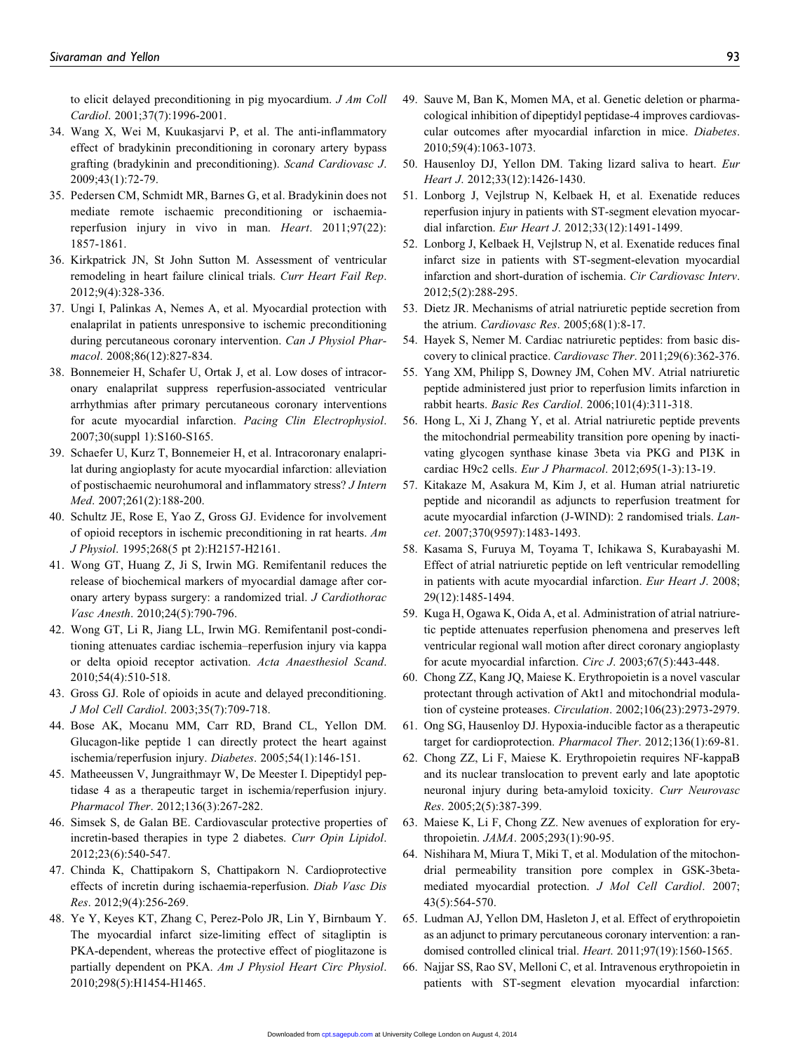to elicit delayed preconditioning in pig myocardium. *J Am Coll Cardiol*. 2001;37(7):1996-2001.

34. Wang X, Wei M, Kuukasjarvi P, et al. The anti-inflammatory effect of bradykinin preconditioning in coronary artery bypass grafting (bradykinin and preconditioning). *Scand Cardiovasc J*. 2009;43(1):72-79.
35. Pedersen CM, Schmidt MR, Barnes G, et al. Bradykinin does not mediate remote ischaemic preconditioning or ischaemia-reperfusion injury in vivo in man. *Heart*. 2011;97(22):1857-1861.
36. Kirkpatrick JN, St John Sutton M. Assessment of ventricular remodeling in heart failure clinical trials. *Curr Heart Fail Rep*. 2012;9(4):328-336.
37. Ungi I, Palinkas A, Nemes A, et al. Myocardial protection with enalaprilat in patients unresponsive to ischemic preconditioning during percutaneous coronary intervention. *Can J Physiol Pharmacol*. 2008;86(12):827-834.
38. Bonnemeier H, Schafer U, Ortak J, et al. Low doses of intracoronary enalaprilat suppress reperfusion-associated ventricular arrhythmias after primary percutaneous coronary interventions for acute myocardial infarction. *Pacing Clin Electrophysiol*. 2007;30(suppl 1):S160-S165.
39. Schaefer U, Kurz T, Bonnemeier H, et al. Intracoronary enalaprilat during angioplasty for acute myocardial infarction: alleviation of postischaemic neurohumoral and inflammatory stress? *J Intern Med*. 2007;261(2):188-200.
40. Schultz JE, Rose E, Yao Z, Gross GJ. Evidence for involvement of opioid receptors in ischemic preconditioning in rat hearts. *Am J Physiol*. 1995;268(5 pt 2):H2157-H2161.
41. Wong GT, Huang Z, Ji S, Irwin MG. Remifentanil reduces the release of biochemical markers of myocardial damage after coronary artery bypass surgery: a randomized trial. *J Cardiothorac Vasc Anesth*. 2010;24(5):790-796.
42. Wong GT, Li R, Jiang LL, Irwin MG. Remifentanil post-conditioning attenuates cardiac ischemia–reperfusion injury via kappa or delta opioid receptor activation. *Acta Anaesthesiol Scand*. 2010;54(4):510-518.
43. Gross GJ. Role of opioids in acute and delayed preconditioning. *J Mol Cell Cardiol*. 2003;35(7):709-718.
44. Bose AK, Mocanu MM, Carr RD, Brand CL, Yellon DM. Glucagon-like peptide 1 can directly protect the heart against ischemia/reperfusion injury. *Diabetes*. 2005;54(1):146-151.
45. Matheeussen V, Jungraithmayr W, De Meester I. Dipeptidyl peptidase 4 as a therapeutic target in ischemia/reperfusion injury. *Pharmacol Ther*. 2012;136(3):267-282.
46. Simsek S, de Galan BE. Cardiovascular protective properties of incretin-based therapies in type 2 diabetes. *Curr Opin Lipidol*. 2012;23(6):540-547.
47. Chinda K, Chattipakorn S, Chattipakorn N. Cardioprotective effects of incretin during ischaemia-reperfusion. *Diab Vasc Dis Res*. 2012;9(4):256-269.
48. Ye Y, Keyes KT, Zhang C, Perez-Polo JR, Lin Y, Birnbaum Y. The myocardial infarct size-limiting effect of sitagliptin is PKA-dependent, whereas the protective effect of pioglitazone is partially dependent on PKA. *Am J Physiol Heart Circ Physiol*. 2010;298(5):H1454-H1465.
49. Sauve M, Ban K, Momen MA, et al. Genetic deletion or pharmacological inhibition of dipeptidyl peptidase-4 improves cardiovascular outcomes after myocardial infarction in mice. *Diabetes*. 2010;59(4):1063-1073.
50. Hausenloy DJ, Yellon DM. Taking lizard saliva to heart. *Eur Heart J*. 2012;33(12):1426-1430.
51. Lonborg J, Vejlstrup N, Kelbaek H, et al. Exenatide reduces reperfusion injury in patients with ST-segment elevation myocardial infarction. *Eur Heart J*. 2012;33(12):1491-1499.
52. Lonborg J, Kelbaek H, Vejlstrup N, et al. Exenatide reduces final infarct size in patients with ST-segment-elevation myocardial infarction and short-duration of ischemia. *Cir Cardiovasc Interv*. 2012;5(2):288-295.
53. Dietz JR. Mechanisms of atrial natriuretic peptide secretion from the atrium. *Cardiovasc Res*. 2005;68(1):8-17.
54. Hayek S, Nemer M. Cardiac natriuretic peptides: from basic discovery to clinical practice. *Cardiovasc Ther*. 2011;29(6):362-376.
55. Yang XM, Philipp S, Downey JM, Cohen MV. Atrial natriuretic peptide administered just prior to reperfusion limits infarction in rabbit hearts. *Basic Res Cardiol*. 2006;101(4):311-318.
56. Hong L, Xi J, Zhang Y, et al. Atrial natriuretic peptide prevents the mitochondrial permeability transition pore opening by inactivating glycogen synthase kinase 3beta via PKG and PI3K in cardiac H9c2 cells. *Eur J Pharmacol*. 2012;695(1-3):13-19.
57. Kitakaze M, Asakura M, Kim J, et al. Human atrial natriuretic peptide and nicorandil as adjuncts to reperfusion treatment for acute myocardial infarction (J-WIND): 2 randomised trials. *Lancet*. 2007;370(9597):1483-1493.
58. Kasama S, Furuya M, Toyama T, Ichikawa S, Kurabayashi M. Effect of atrial natriuretic peptide on left ventricular remodelling in patients with acute myocardial infarction. *Eur Heart J*. 2008;29(12):1485-1494.
59. Kuga H, Ogawa K, Oida A, et al. Administration of atrial natriuretic peptide attenuates reperfusion phenomena and preserves left ventricular regional wall motion after direct coronary angioplasty for acute myocardial infarction. *Circ J*. 2003;67(5):443-448.
60. Chong ZZ, Kang JQ, Maiese K. Erythropoietin is a novel vascular protectant through activation of Akt1 and mitochondrial modulation of cysteine proteases. *Circulation*. 2002;106(23):2973-2979.
61. Ong SG, Hausenloy DJ. Hypoxia-inducible factor as a therapeutic target for cardioprotection. *Pharmacol Ther*. 2012;136(1):69-81.
62. Chong ZZ, Li F, Maiese K. Erythropoietin requires NF-kappaB and its nuclear translocation to prevent early and late apoptotic neuronal injury during beta-amyloid toxicity. *Curr Neurovasc Res*. 2005;2(5):387-399.
63. Maiese K, Li F, Chong ZZ. New avenues of exploration for erythropoietin. *JAMA*. 2005;293(1):90-95.
64. Nishihara M, Miura T, Miki T, et al. Modulation of the mitochondrial permeability transition pore complex in GSK-3beta-mediated myocardial protection. *J Mol Cell Cardiol*. 2007;43(5):564-570.
65. Ludman AJ, Yellon DM, Hasleton J, et al. Effect of erythropoietin as an adjunct to primary percutaneous coronary intervention: a randomised controlled clinical trial. *Heart*. 2011;97(19):1560-1565.
66. Najjar SS, Rao SV, Melloni C, et al. Intravenous erythropoietin in patients with ST-segment elevation myocardial infarction: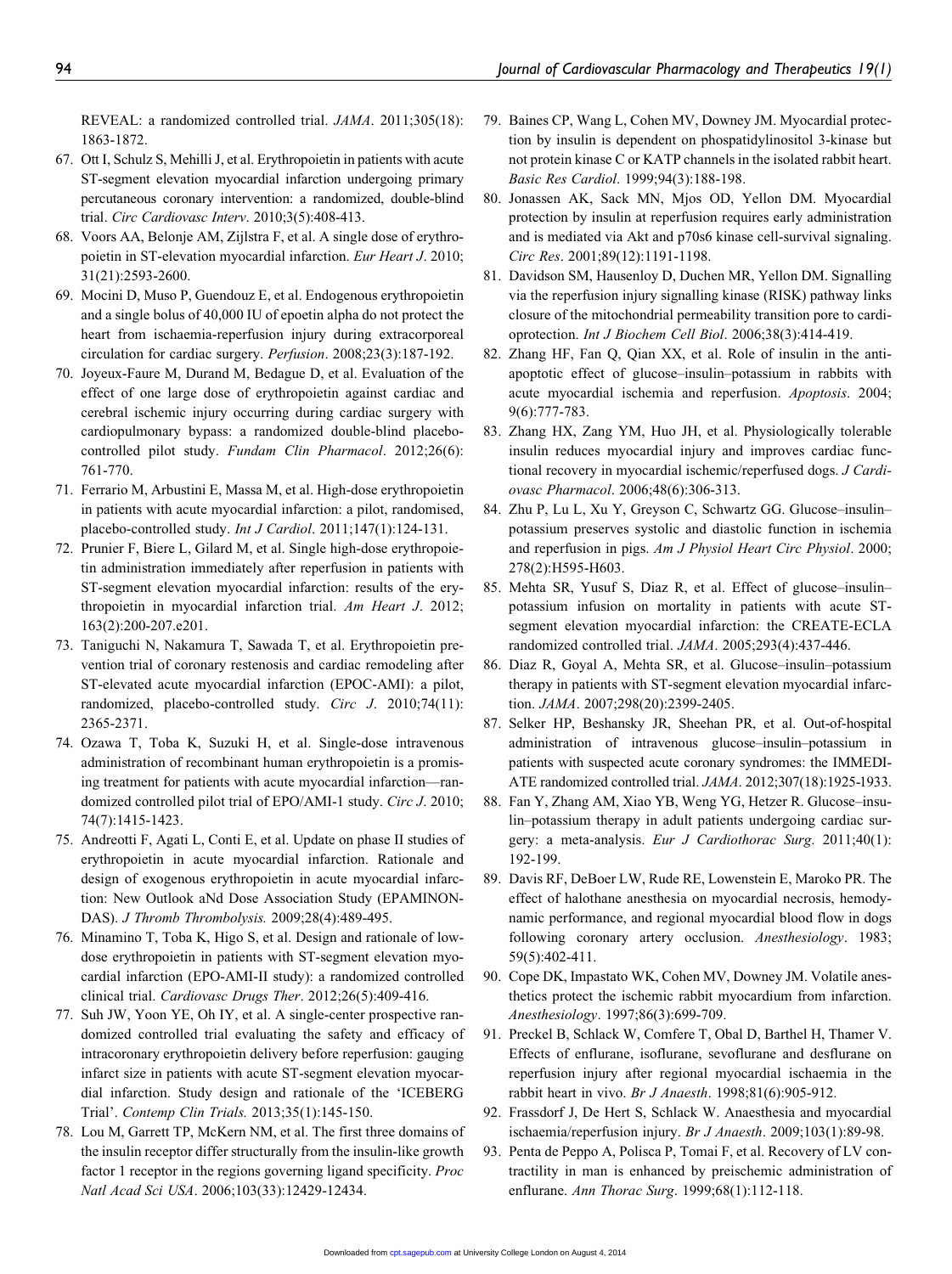REVEAL: a randomized controlled trial. *JAMA*. 2011;305(18): 1863-1872.

67. Ott I, Schulz S, Mehilli J, et al. Erythropoietin in patients with acute ST-segment elevation myocardial infarction undergoing primary percutaneous coronary intervention: a randomized, double-blind trial. *Circ Cardiovasc Interv*. 2010;3(5):408-413.
68. Voors AA, Belonje AM, Zijlstra F, et al. A single dose of erythropoietin in ST-elevation myocardial infarction. *Eur Heart J*. 2010; 31(21):2593-2600.
69. Mocini D, Muso P, Guendouz E, et al. Endogenous erythropoietin and a single bolus of 40,000 IU of epoetin alpha do not protect the heart from ischaemia-reperfusion injury during extracorporeal circulation for cardiac surgery. *Perfusion*. 2008;23(3):187-192.
70. Joyeux-Faure M, Durand M, Bedague D, et al. Evaluation of the effect of one large dose of erythropoietin against cardiac and cerebral ischemic injury occurring during cardiac surgery with cardiopulmonary bypass: a randomized double-blind placebo-controlled pilot study. *Fundam Clin Pharmacol*. 2012;26(6): 761-770.
71. Ferrario M, Arbustini E, Massa M, et al. High-dose erythropoietin in patients with acute myocardial infarction: a pilot, randomised, placebo-controlled study. *Int J Cardiol*. 2011;147(1):124-131.
72. Prunier F, Biere L, Gilard M, et al. Single high-dose erythropoietin administration immediately after reperfusion in patients with ST-segment elevation myocardial infarction: results of the erythropoietin in myocardial infarction trial. *Am Heart J*. 2012; 163(2):200-207.e201.
73. Taniguchi N, Nakamura T, Sawada T, et al. Erythropoietin prevention trial of coronary restenosis and cardiac remodeling after ST-elevated acute myocardial infarction (EPOC-AMI): a pilot, randomized, placebo-controlled study. *Circ J*. 2010;74(11): 2365-2371.
74. Ozawa T, Toba K, Suzuki H, et al. Single-dose intravenous administration of recombinant human erythropoietin is a promising treatment for patients with acute myocardial infarction—randomized controlled pilot trial of EPO/AMI-1 study. *Circ J*. 2010; 74(7):1415-1423.
75. Andreotti F, Agati L, Conti E, et al. Update on phase II studies of erythropoietin in acute myocardial infarction. Rationale and design of exogenous erythropoietin in acute myocardial infarction: New Outlook aNd Dose Association Study (EPAMINONDAS). *J Thromb Thrombolysis.* 2009;28(4):489-495.
76. Minamino T, Toba K, Higo S, et al. Design and rationale of low-dose erythropoietin in patients with ST-segment elevation myocardial infarction (EPO-AMI-II study): a randomized controlled clinical trial. *Cardiovasc Drugs Ther*. 2012;26(5):409-416.
77. Suh JW, Yoon YE, Oh IY, et al. A single-center prospective randomized controlled trial evaluating the safety and efficacy of intracoronary erythropoietin delivery before reperfusion: gauging infarct size in patients with acute ST-segment elevation myocardial infarction. Study design and rationale of the 'ICEBERG Trial'. *Contemp Clin Trials.* 2013;35(1):145-150.
78. Lou M, Garrett TP, McKern NM, et al. The first three domains of the insulin receptor differ structurally from the insulin-like growth factor 1 receptor in the regions governing ligand specificity. *Proc Natl Acad Sci USA*. 2006;103(33):12429-12434.
79. Baines CP, Wang L, Cohen MV, Downey JM. Myocardial protection by insulin is dependent on phospatidylinositol 3-kinase but not protein kinase C or KATP channels in the isolated rabbit heart. *Basic Res Cardiol*. 1999;94(3):188-198.
80. Jonassen AK, Sack MN, Mjos OD, Yellon DM. Myocardial protection by insulin at reperfusion requires early administration and is mediated via Akt and p70s6 kinase cell-survival signaling. *Circ Res*. 2001;89(12):1191-1198.
81. Davidson SM, Hausenloy D, Duchen MR, Yellon DM. Signalling via the reperfusion injury signalling kinase (RISK) pathway links closure of the mitochondrial permeability transition pore to cardioprotection. *Int J Biochem Cell Biol*. 2006;38(3):414-419.
82. Zhang HF, Fan Q, Qian XX, et al. Role of insulin in the anti-apoptotic effect of glucose–insulin–potassium in rabbits with acute myocardial ischemia and reperfusion. *Apoptosis*. 2004; 9(6):777-783.
83. Zhang HX, Zang YM, Huo JH, et al. Physiologically tolerable insulin reduces myocardial injury and improves cardiac functional recovery in myocardial ischemic/reperfused dogs. *J Cardiovasc Pharmacol*. 2006;48(6):306-313.
84. Zhu P, Lu L, Xu Y, Greyson C, Schwartz GG. Glucose–insulin–potassium preserves systolic and diastolic function in ischemia and reperfusion in pigs. *Am J Physiol Heart Circ Physiol*. 2000; 278(2):H595-H603.
85. Mehta SR, Yusuf S, Diaz R, et al. Effect of glucose–insulin–potassium infusion on mortality in patients with acute ST-segment elevation myocardial infarction: the CREATE-ECLA randomized controlled trial. *JAMA*. 2005;293(4):437-446.
86. Diaz R, Goyal A, Mehta SR, et al. Glucose–insulin–potassium therapy in patients with ST-segment elevation myocardial infarction. *JAMA*. 2007;298(20):2399-2405.
87. Selker HP, Beshansky JR, Sheehan PR, et al. Out-of-hospital administration of intravenous glucose–insulin–potassium in patients with suspected acute coronary syndromes: the IMMEDIATE randomized controlled trial. *JAMA*. 2012;307(18):1925-1933.
88. Fan Y, Zhang AM, Xiao YB, Weng YG, Hetzer R. Glucose–insulin–potassium therapy in adult patients undergoing cardiac surgery: a meta-analysis. *Eur J Cardiothorac Surg*. 2011;40(1): 192-199.
89. Davis RF, DeBoer LW, Rude RE, Lowenstein E, Maroko PR. The effect of halothane anesthesia on myocardial necrosis, hemodynamic performance, and regional myocardial blood flow in dogs following coronary artery occlusion. *Anesthesiology*. 1983; 59(5):402-411.
90. Cope DK, Impastato WK, Cohen MV, Downey JM. Volatile anesthetics protect the ischemic rabbit myocardium from infarction. *Anesthesiology*. 1997;86(3):699-709.
91. Preckel B, Schlack W, Comfere T, Obal D, Barthel H, Thamer V. Effects of enflurane, isoflurane, sevoflurane and desflurane on reperfusion injury after regional myocardial ischaemia in the rabbit heart in vivo. *Br J Anaesth*. 1998;81(6):905-912.
92. Frassdorf J, De Hert S, Schlack W. Anaesthesia and myocardial ischaemia/reperfusion injury. *Br J Anaesth*. 2009;103(1):89-98.
93. Penta de Peppo A, Polisca P, Tomai F, et al. Recovery of LV contractility in man is enhanced by preischemic administration of enflurane. *Ann Thorac Surg*. 1999;68(1):112-118.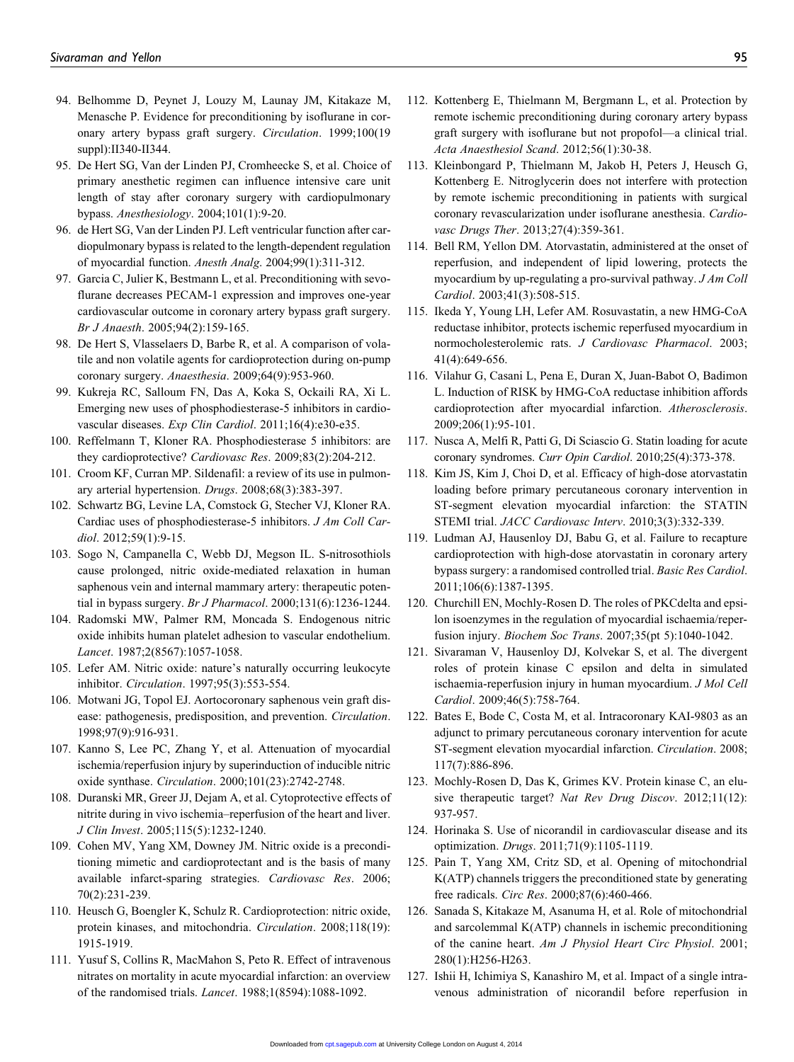94. Belhomme D, Peynet J, Louzy M, Launay JM, Kitakaze M, Menasche P. Evidence for preconditioning by isoflurane in coronary artery bypass graft surgery. *Circulation*. 1999;100(19 suppl):II340-II344.
95. De Hert SG, Van der Linden PJ, Cromheecke S, et al. Choice of primary anesthetic regimen can influence intensive care unit length of stay after coronary surgery with cardiopulmonary bypass. *Anesthesiology*. 2004;101(1):9-20.
96. de Hert SG, Van der Linden PJ. Left ventricular function after cardiopulmonary bypass is related to the length-dependent regulation of myocardial function. *Anesth Analg*. 2004;99(1):311-312.
97. Garcia C, Julier K, Bestmann L, et al. Preconditioning with sevoflurane decreases PECAM-1 expression and improves one-year cardiovascular outcome in coronary artery bypass graft surgery. *Br J Anaesth*. 2005;94(2):159-165.
98. De Hert S, Vlasselaers D, Barbe R, et al. A comparison of volatile and non volatile agents for cardioprotection during on-pump coronary surgery. *Anaesthesia*. 2009;64(9):953-960.
99. Kukreja RC, Salloum FN, Das A, Koka S, Ockaili RA, Xi L. Emerging new uses of phosphodiesterase-5 inhibitors in cardiovascular diseases. *Exp Clin Cardiol*. 2011;16(4):e30-e35.
100. Reffelmann T, Kloner RA. Phosphodiesterase 5 inhibitors: are they cardioprotective? *Cardiovasc Res*. 2009;83(2):204-212.
101. Croom KF, Curran MP. Sildenafil: a review of its use in pulmonary arterial hypertension. *Drugs*. 2008;68(3):383-397.
102. Schwartz BG, Levine LA, Comstock G, Stecher VJ, Kloner RA. Cardiac uses of phosphodiesterase-5 inhibitors. *J Am Coll Cardiol*. 2012;59(1):9-15.
103. Sogo N, Campanella C, Webb DJ, Megson IL. S-nitrosothiols cause prolonged, nitric oxide-mediated relaxation in human saphenous vein and internal mammary artery: therapeutic potential in bypass surgery. *Br J Pharmacol*. 2000;131(6):1236-1244.
104. Radomski MW, Palmer RM, Moncada S. Endogenous nitric oxide inhibits human platelet adhesion to vascular endothelium. *Lancet*. 1987;2(8567):1057-1058.
105. Lefer AM. Nitric oxide: nature's naturally occurring leukocyte inhibitor. *Circulation*. 1997;95(3):553-554.
106. Motwani JG, Topol EJ. Aortocoronary saphenous vein graft disease: pathogenesis, predisposition, and prevention. *Circulation*. 1998;97(9):916-931.
107. Kanno S, Lee PC, Zhang Y, et al. Attenuation of myocardial ischemia/reperfusion injury by superinduction of inducible nitric oxide synthase. *Circulation*. 2000;101(23):2742-2748.
108. Duranski MR, Greer JJ, Dejam A, et al. Cytoprotective effects of nitrite during in vivo ischemia–reperfusion of the heart and liver. *J Clin Invest*. 2005;115(5):1232-1240.
109. Cohen MV, Yang XM, Downey JM. Nitric oxide is a preconditioning mimetic and cardioprotectant and is the basis of many available infarct-sparing strategies. *Cardiovasc Res*. 2006;70(2):231-239.
110. Heusch G, Boengler K, Schulz R. Cardioprotection: nitric oxide, protein kinases, and mitochondria. *Circulation*. 2008;118(19):1915-1919.
111. Yusuf S, Collins R, MacMahon S, Peto R. Effect of intravenous nitrates on mortality in acute myocardial infarction: an overview of the randomised trials. *Lancet*. 1988;1(8594):1088-1092.
112. Kottenberg E, Thielmann M, Bergmann L, et al. Protection by remote ischemic preconditioning during coronary artery bypass graft surgery with isoflurane but not propofol—a clinical trial. *Acta Anaesthesiol Scand*. 2012;56(1):30-38.
113. Kleinbongard P, Thielmann M, Jakob H, Peters J, Heusch G, Kottenberg E. Nitroglycerin does not interfere with protection by remote ischemic preconditioning in patients with surgical coronary revascularization under isoflurane anesthesia. *Cardiovasc Drugs Ther*. 2013;27(4):359-361.
114. Bell RM, Yellon DM. Atorvastatin, administered at the onset of reperfusion, and independent of lipid lowering, protects the myocardium by up-regulating a pro-survival pathway. *J Am Coll Cardiol*. 2003;41(3):508-515.
115. Ikeda Y, Young LH, Lefer AM. Rosuvastatin, a new HMG-CoA reductase inhibitor, protects ischemic reperfused myocardium in normocholesterolemic rats. *J Cardiovasc Pharmacol*. 2003;41(4):649-656.
116. Vilahur G, Casani L, Pena E, Duran X, Juan-Babot O, Badimon L. Induction of RISK by HMG-CoA reductase inhibition affords cardioprotection after myocardial infarction. *Atherosclerosis*. 2009;206(1):95-101.
117. Nusca A, Melfi R, Patti G, Di Sciascio G. Statin loading for acute coronary syndromes. *Curr Opin Cardiol*. 2010;25(4):373-378.
118. Kim JS, Kim J, Choi D, et al. Efficacy of high-dose atorvastatin loading before primary percutaneous coronary intervention in ST-segment elevation myocardial infarction: the STATIN STEMI trial. *JACC Cardiovasc Interv*. 2010;3(3):332-339.
119. Ludman AJ, Hausenloy DJ, Babu G, et al. Failure to recapture cardioprotection with high-dose atorvastatin in coronary artery bypass surgery: a randomised controlled trial. *Basic Res Cardiol*. 2011;106(6):1387-1395.
120. Churchill EN, Mochly-Rosen D. The roles of PKCdelta and epsilon isoenzymes in the regulation of myocardial ischaemia/reperfusion injury. *Biochem Soc Trans*. 2007;35(pt 5):1040-1042.
121. Sivaraman V, Hausenloy DJ, Kolvekar S, et al. The divergent roles of protein kinase C epsilon and delta in simulated ischaemia-reperfusion injury in human myocardium. *J Mol Cell Cardiol*. 2009;46(5):758-764.
122. Bates E, Bode C, Costa M, et al. Intracoronary KAI-9803 as an adjunct to primary percutaneous coronary intervention for acute ST-segment elevation myocardial infarction. *Circulation*. 2008;117(7):886-896.
123. Mochly-Rosen D, Das K, Grimes KV. Protein kinase C, an elusive therapeutic target? *Nat Rev Drug Discov*. 2012;11(12):937-957.
124. Horinaka S. Use of nicorandil in cardiovascular disease and its optimization. *Drugs*. 2011;71(9):1105-1119.
125. Pain T, Yang XM, Critz SD, et al. Opening of mitochondrial K(ATP) channels triggers the preconditioned state by generating free radicals. *Circ Res*. 2000;87(6):460-466.
126. Sanada S, Kitakaze M, Asanuma H, et al. Role of mitochondrial and sarcolemmal K(ATP) channels in ischemic preconditioning of the canine heart. *Am J Physiol Heart Circ Physiol*. 2001;280(1):H256-H263.
127. Ishii H, Ichimiya S, Kanashiro M, et al. Impact of a single intravenous administration of nicorandil before reperfusion in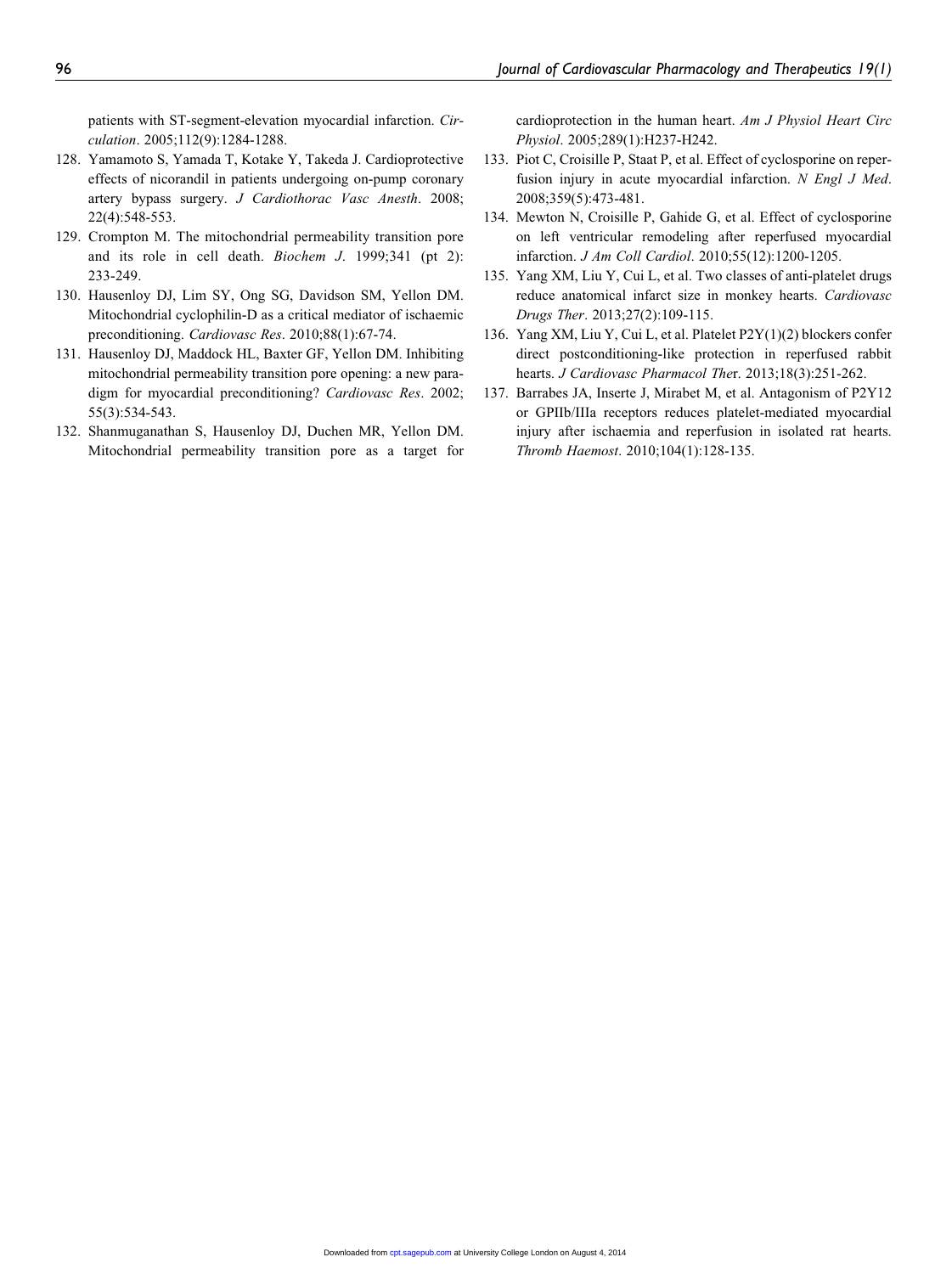patients with ST-segment-elevation myocardial infarction. *Circulation*. 2005;112(9):1284-1288.

128. Yamamoto S, Yamada T, Kotake Y, Takeda J. Cardioprotective effects of nicorandil in patients undergoing on-pump coronary artery bypass surgery. *J Cardiothorac Vasc Anesth*. 2008; 22(4):548-553.
129. Crompton M. The mitochondrial permeability transition pore and its role in cell death. *Biochem J*. 1999;341 (pt 2): 233-249.
130. Hausenloy DJ, Lim SY, Ong SG, Davidson SM, Yellon DM. Mitochondrial cyclophilin-D as a critical mediator of ischaemic preconditioning. *Cardiovasc Res*. 2010;88(1):67-74.
131. Hausenloy DJ, Maddock HL, Baxter GF, Yellon DM. Inhibiting mitochondrial permeability transition pore opening: a new paradigm for myocardial preconditioning? *Cardiovasc Res*. 2002; 55(3):534-543.
132. Shanmuganathan S, Hausenloy DJ, Duchen MR, Yellon DM. Mitochondrial permeability transition pore as a target for cardioprotection in the human heart. *Am J Physiol Heart Circ Physiol*. 2005;289(1):H237-H242.
133. Piot C, Croisille P, Staat P, et al. Effect of cyclosporine on reperfusion injury in acute myocardial infarction. *N Engl J Med*. 2008;359(5):473-481.
134. Mewton N, Croisille P, Gahide G, et al. Effect of cyclosporine on left ventricular remodeling after reperfused myocardial infarction. *J Am Coll Cardiol*. 2010;55(12):1200-1205.
135. Yang XM, Liu Y, Cui L, et al. Two classes of anti-platelet drugs reduce anatomical infarct size in monkey hearts. *Cardiovasc Drugs Ther*. 2013;27(2):109-115.
136. Yang XM, Liu Y, Cui L, et al. Platelet P2Y(1)(2) blockers confer direct postconditioning-like protection in reperfused rabbit hearts. *J Cardiovasc Pharmacol Ther*. 2013;18(3):251-262.
137. Barrabes JA, Inserte J, Mirabet M, et al. Antagonism of P2Y12 or GPIIb/IIIa receptors reduces platelet-mediated myocardial injury after ischaemia and reperfusion in isolated rat hearts. *Thromb Haemost*. 2010;104(1):128-135.